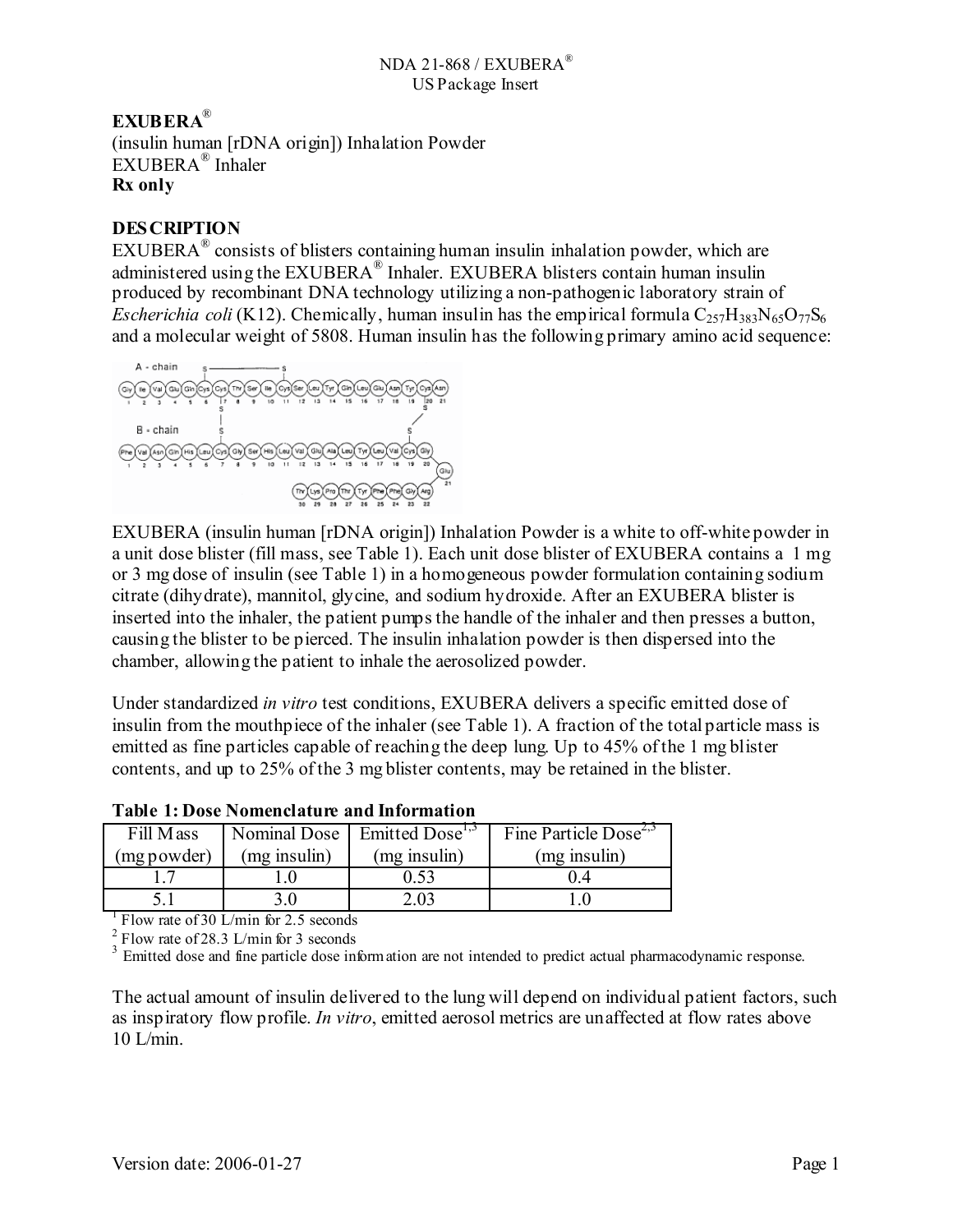**EXUBERA®**
(insulin human [rDNA origin]) Inhalation Powder
EXUBERA® Inhaler
**Rx only**

## DESCRIPTION

EXUBERA® consists of blisters containing human insulin inhalation powder, which are administered using the EXUBERA® Inhaler. EXUBERA blisters contain human insulin produced by recombinant DNA technology utilizing a non-pathogenic laboratory strain of *Escherichia coli* (K12). Chemically, human insulin has the empirical formula $C_{257}H_{383}N_{65}O_{77}S_6$ and a molecular weight of 5808. Human insulin has the following primary amino acid sequence:

EXUBERA (insulin human [rDNA origin]) Inhalation Powder is a white to off-white powder in a unit dose blister (fill mass, see Table 1). Each unit dose blister of EXUBERA contains a 1 mg or 3 mg dose of insulin (see Table 1) in a homogeneous powder formulation containing sodium citrate (dihydrate), mannitol, glycine, and sodium hydroxide. After an EXUBERA blister is inserted into the inhaler, the patient pumps the handle of the inhaler and then presses a button, causing the blister to be pierced. The insulin inhalation powder is then dispersed into the chamber, allowing the patient to inhale the aerosolized powder.

Under standardized *in vitro* test conditions, EXUBERA delivers a specific emitted dose of insulin from the mouthpiece of the inhaler (see Table 1). A fraction of the total particle mass is emitted as fine particles capable of reaching the deep lung. Up to 45% of the 1 mg blister contents, and up to 25% of the 3 mg blister contents, may be retained in the blister.

**Table 1: Dose Nomenclature and Information**

| Fill Mass (mg powder) | Nominal Dose (mg insulin) | Emitted Dose[1,3] (mg insulin) | Fine Particle Dose[2,3] (mg insulin) |
|---|---|---|---|
| 1.7 | 1.0 | 0.53 | 0.4 |
| 5.1 | 3.0 | 2.03 | 1.0 |

[1] Flow rate of 30 L/min for 2.5 seconds
[2] Flow rate of 28.3 L/min for 3 seconds
[3] Emitted dose and fine particle dose information are not intended to predict actual pharmacodynamic response.

The actual amount of insulin delivered to the lung will depend on individual patient factors, such as inspiratory flow profile. *In vitro*, emitted aerosol metrics are unaffected at flow rates above 10 L/min.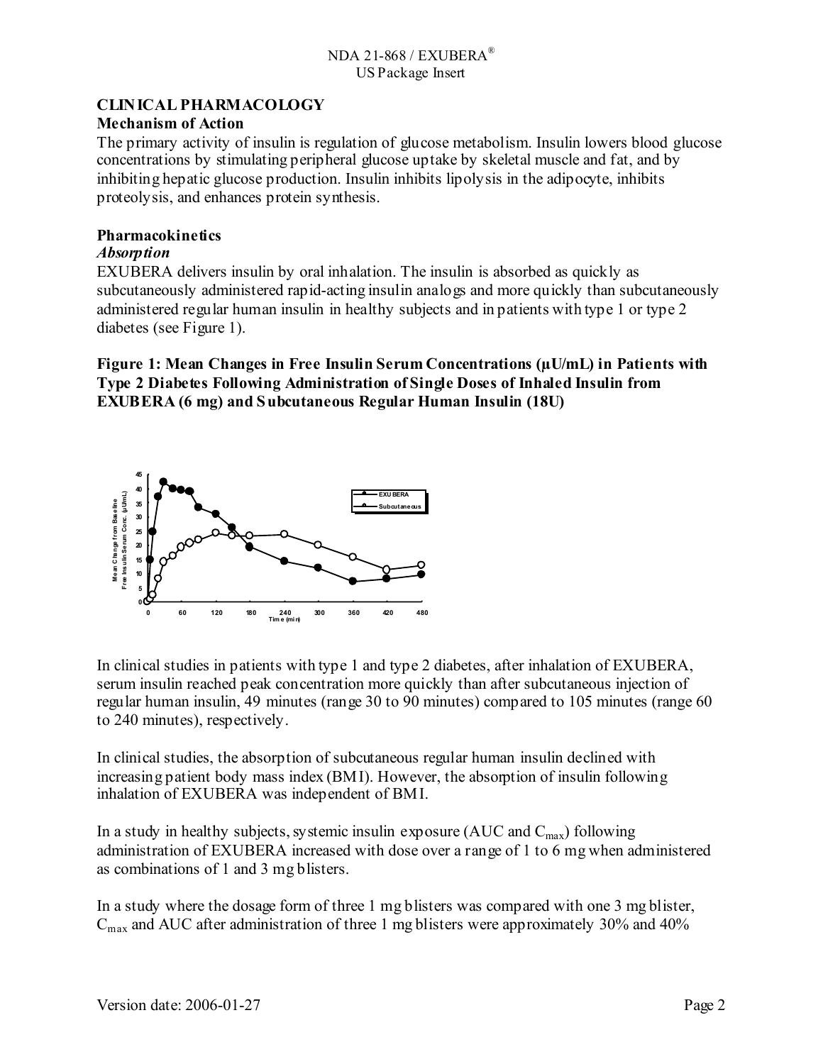## CLINICAL PHARMACOLOGY

### Mechanism of Action

The primary activity of insulin is regulation of glucose metabolism. Insulin lowers blood glucose concentrations by stimulating peripheral glucose uptake by skeletal muscle and fat, and by inhibiting hepatic glucose production. Insulin inhibits lipolysis in the adipocyte, inhibits proteolysis, and enhances protein synthesis.

### Pharmacokinetics

*Absorption*

EXUBERA delivers insulin by oral inhalation. The insulin is absorbed as quickly as subcutaneously administered rapid-acting insulin analogs and more quickly than subcutaneously administered regular human insulin in healthy subjects and in patients with type 1 or type 2 diabetes (see Figure 1).

**Figure 1: Mean Changes in Free Insulin Serum Concentrations (µU/mL) in Patients with Type 2 Diabetes Following Administration of Single Doses of Inhaled Insulin from EXUBERA (6 mg) and Subcutaneous Regular Human Insulin (18U)**

In clinical studies in patients with type 1 and type 2 diabetes, after inhalation of EXUBERA, serum insulin reached peak concentration more quickly than after subcutaneous injection of regular human insulin, 49 minutes (range 30 to 90 minutes) compared to 105 minutes (range 60 to 240 minutes), respectively.

In clinical studies, the absorption of subcutaneous regular human insulin declined with increasing patient body mass index (BMI). However, the absorption of insulin following inhalation of EXUBERA was independent of BMI.

In a study in healthy subjects, systemic insulin exposure (AUC and $C_{max}$) following administration of EXUBERA increased with dose over a range of 1 to 6 mg when administered as combinations of 1 and 3 mg blisters.

In a study where the dosage form of three 1 mg blisters was compared with one 3 mg blister, $C_{max}$ and AUC after administration of three 1 mg blisters were approximately 30% and 40%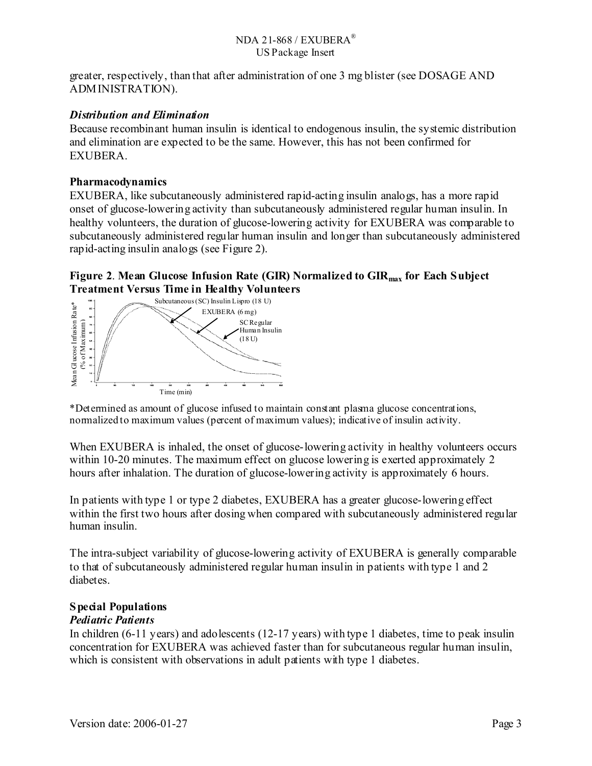greater, respectively, than that after administration of one 3 mg blister (see DOSAGE AND ADMINISTRATION).

### *Distribution and Elimination*

Because recombinant human insulin is identical to endogenous insulin, the systemic distribution and elimination are expected to be the same. However, this has not been confirmed for EXUBERA.

### Pharmacodynamics

EXUBERA, like subcutaneously administered rapid-acting insulin analogs, has a more rapid onset of glucose-lowering activity than subcutaneously administered regular human insulin. In healthy volunteers, the duration of glucose-lowering activity for EXUBERA was comparable to subcutaneously administered regular human insulin and longer than subcutaneously administered rapid-acting insulin analogs (see Figure 2).

**Figure 2. Mean Glucose Infusion Rate (GIR) Normalized to $GIR_{max}$ for Each Subject Treatment Versus Time in Healthy Volunteers**

*Determined as amount of glucose infused to maintain constant plasma glucose concentrations, normalized to maximum values (percent of maximum values); indicative of insulin activity.

When EXUBERA is inhaled, the onset of glucose-lowering activity in healthy volunteers occurs within 10-20 minutes. The maximum effect on glucose lowering is exerted approximately 2 hours after inhalation. The duration of glucose-lowering activity is approximately 6 hours.

In patients with type 1 or type 2 diabetes, EXUBERA has a greater glucose-lowering effect within the first two hours after dosing when compared with subcutaneously administered regular human insulin.

The intra-subject variability of glucose-lowering activity of EXUBERA is generally comparable to that of subcutaneously administered regular human insulin in patients with type 1 and 2 diabetes.

### Special Populations

#### *Pediatric Patients*

In children (6-11 years) and adolescents (12-17 years) with type 1 diabetes, time to peak insulin concentration for EXUBERA was achieved faster than for subcutaneous regular human insulin, which is consistent with observations in adult patients with type 1 diabetes.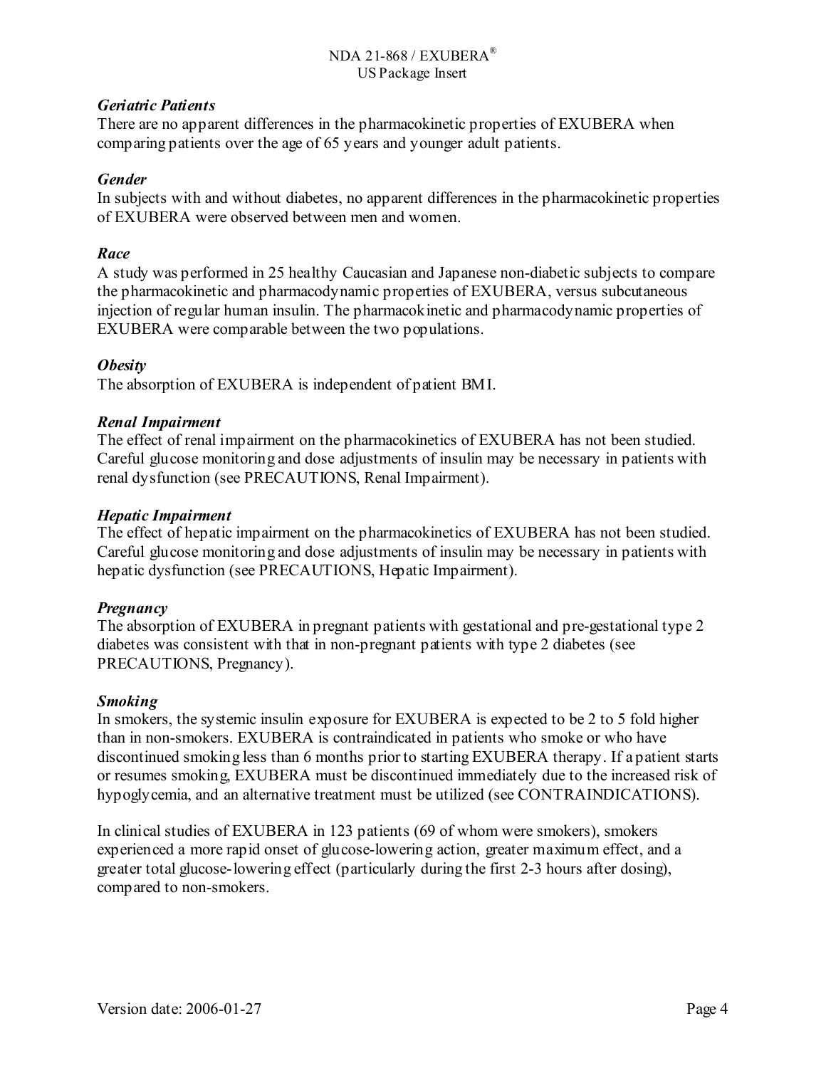***Geriatric Patients***

There are no apparent differences in the pharmacokinetic properties of EXUBERA when comparing patients over the age of 65 years and younger adult patients.

***Gender***

In subjects with and without diabetes, no apparent differences in the pharmacokinetic properties of EXUBERA were observed between men and women.

***Race***

A study was performed in 25 healthy Caucasian and Japanese non-diabetic subjects to compare the pharmacokinetic and pharmacodynamic properties of EXUBERA, versus subcutaneous injection of regular human insulin. The pharmacokinetic and pharmacodynamic properties of EXUBERA were comparable between the two populations.

***Obesity***

The absorption of EXUBERA is independent of patient BMI.

***Renal Impairment***

The effect of renal impairment on the pharmacokinetics of EXUBERA has not been studied. Careful glucose monitoring and dose adjustments of insulin may be necessary in patients with renal dysfunction (see PRECAUTIONS, Renal Impairment).

***Hepatic Impairment***

The effect of hepatic impairment on the pharmacokinetics of EXUBERA has not been studied. Careful glucose monitoring and dose adjustments of insulin may be necessary in patients with hepatic dysfunction (see PRECAUTIONS, Hepatic Impairment).

***Pregnancy***

The absorption of EXUBERA in pregnant patients with gestational and pre-gestational type 2 diabetes was consistent with that in non-pregnant patients with type 2 diabetes (see PRECAUTIONS, Pregnancy).

***Smoking***

In smokers, the systemic insulin exposure for EXUBERA is expected to be 2 to 5 fold higher than in non-smokers. EXUBERA is contraindicated in patients who smoke or who have discontinued smoking less than 6 months prior to starting EXUBERA therapy. If a patient starts or resumes smoking, EXUBERA must be discontinued immediately due to the increased risk of hypoglycemia, and an alternative treatment must be utilized (see CONTRAINDICATIONS).

In clinical studies of EXUBERA in 123 patients (69 of whom were smokers), smokers experienced a more rapid onset of glucose-lowering action, greater maximum effect, and a greater total glucose-lowering effect (particularly during the first 2-3 hours after dosing), compared to non-smokers.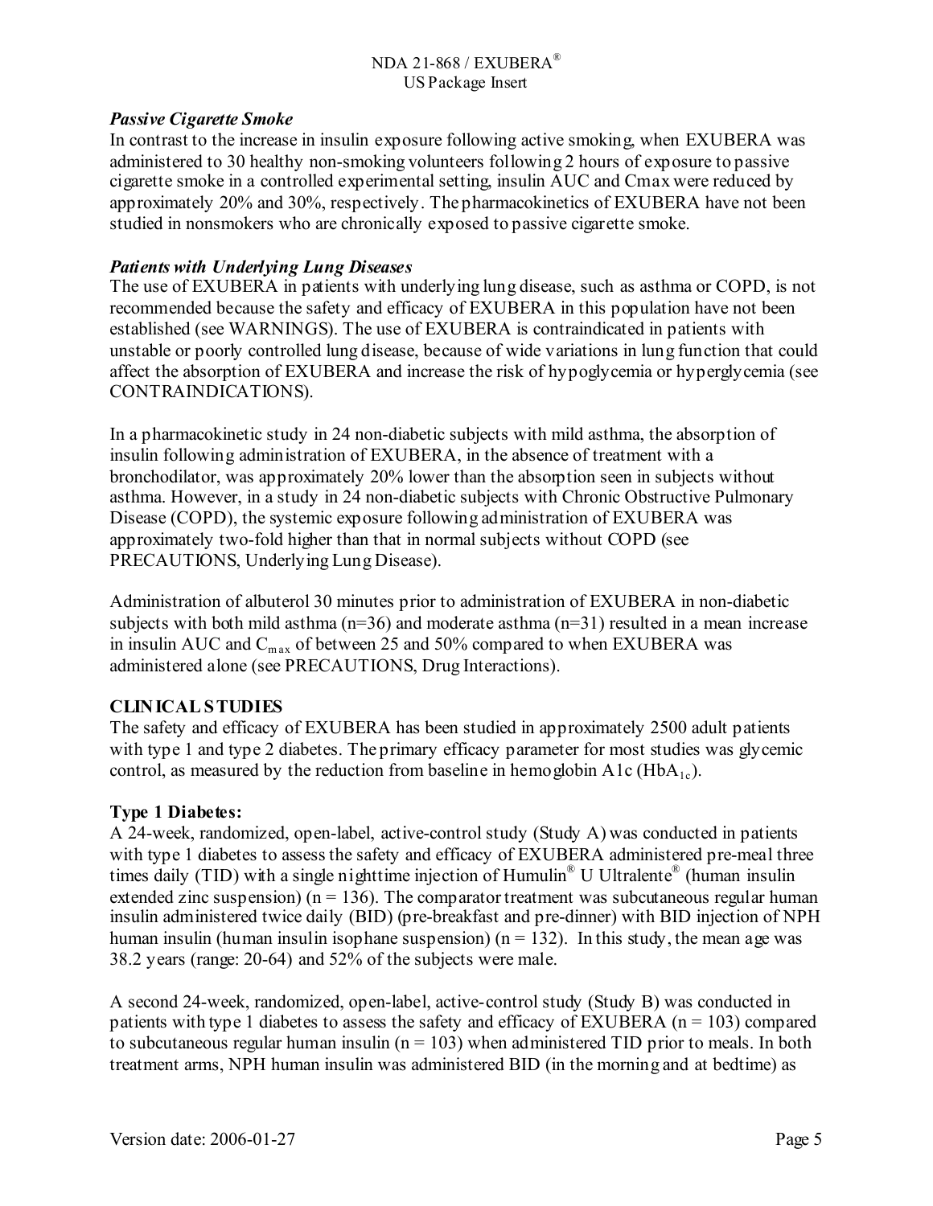***Passive Cigarette Smoke***

In contrast to the increase in insulin exposure following active smoking, when EXUBERA was administered to 30 healthy non-smoking volunteers following 2 hours of exposure to passive cigarette smoke in a controlled experimental setting, insulin AUC and Cmax were reduced by approximately 20% and 30%, respectively. The pharmacokinetics of EXUBERA have not been studied in nonsmokers who are chronically exposed to passive cigarette smoke.

***Patients with Underlying Lung Diseases***

The use of EXUBERA in patients with underlying lung disease, such as asthma or COPD, is not recommended because the safety and efficacy of EXUBERA in this population have not been established (see WARNINGS). The use of EXUBERA is contraindicated in patients with unstable or poorly controlled lung disease, because of wide variations in lung function that could affect the absorption of EXUBERA and increase the risk of hypoglycemia or hyperglycemia (see CONTRAINDICATIONS).

In a pharmacokinetic study in 24 non-diabetic subjects with mild asthma, the absorption of insulin following administration of EXUBERA, in the absence of treatment with a bronchodilator, was approximately 20% lower than the absorption seen in subjects without asthma. However, in a study in 24 non-diabetic subjects with Chronic Obstructive Pulmonary Disease (COPD), the systemic exposure following administration of EXUBERA was approximately two-fold higher than that in normal subjects without COPD (see PRECAUTIONS, Underlying Lung Disease).

Administration of albuterol 30 minutes prior to administration of EXUBERA in non-diabetic subjects with both mild asthma (n=36) and moderate asthma (n=31) resulted in a mean increase in insulin AUC and $C_{max}$ of between 25 and 50% compared to when EXUBERA was administered alone (see PRECAUTIONS, Drug Interactions).

## CLINICAL STUDIES

The safety and efficacy of EXUBERA has been studied in approximately 2500 adult patients with type 1 and type 2 diabetes. The primary efficacy parameter for most studies was glycemic control, as measured by the reduction from baseline in hemoglobin A1c ($HbA_{1c}$).

### Type 1 Diabetes:

A 24-week, randomized, open-label, active-control study (Study A) was conducted in patients with type 1 diabetes to assess the safety and efficacy of EXUBERA administered pre-meal three times daily (TID) with a single nighttime injection of Humulin® U Ultralente® (human insulin extended zinc suspension) (n = 136). The comparator treatment was subcutaneous regular human insulin administered twice daily (BID) (pre-breakfast and pre-dinner) with BID injection of NPH human insulin (human insulin isophane suspension) (n = 132). In this study, the mean age was 38.2 years (range: 20-64) and 52% of the subjects were male.

A second 24-week, randomized, open-label, active-control study (Study B) was conducted in patients with type 1 diabetes to assess the safety and efficacy of EXUBERA (n = 103) compared to subcutaneous regular human insulin (n = 103) when administered TID prior to meals. In both treatment arms, NPH human insulin was administered BID (in the morning and at bedtime) as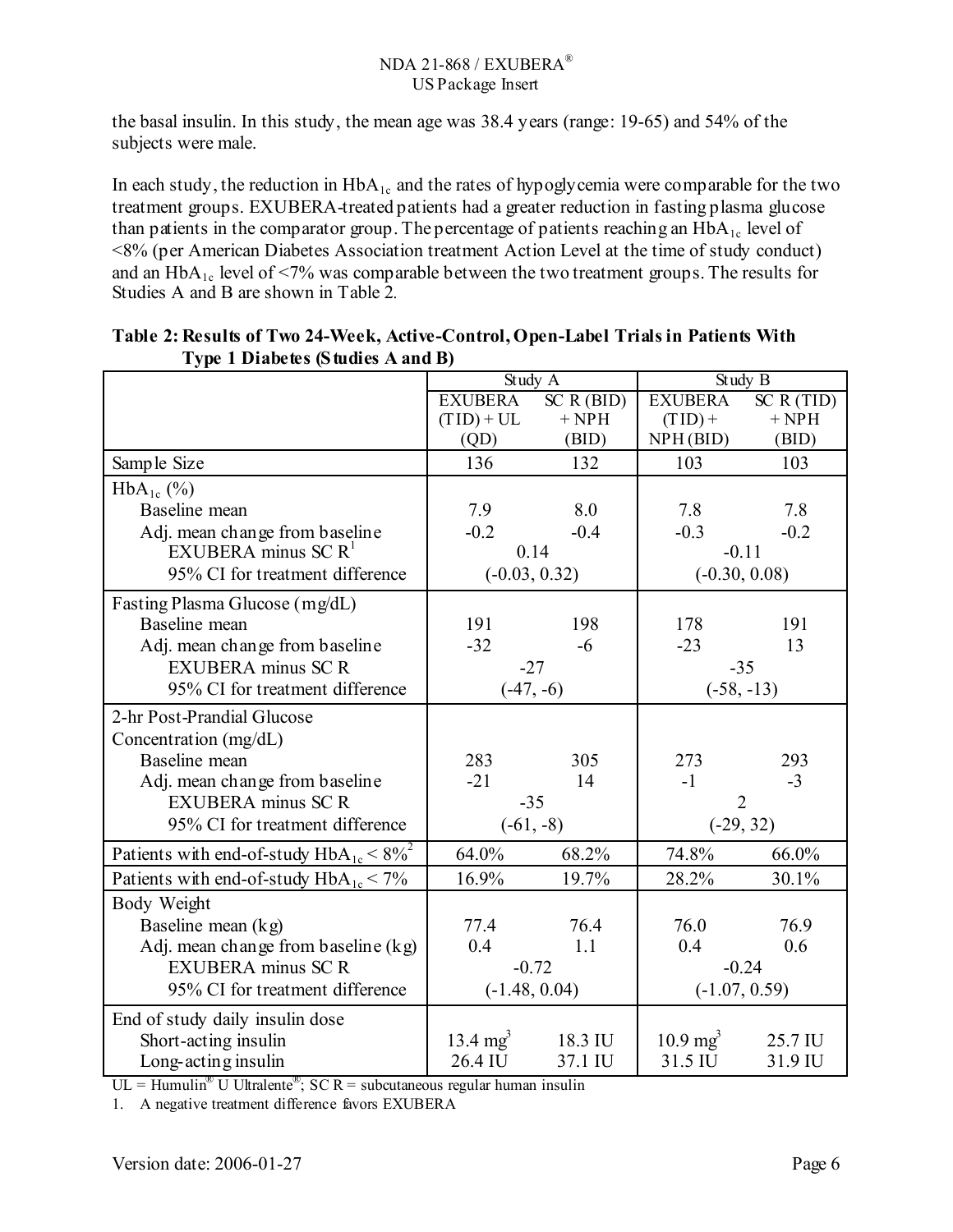the basal insulin. In this study, the mean age was 38.4 years (range: 19-65) and 54% of the subjects were male.

In each study, the reduction in $HbA_{1c}$ and the rates of hypoglycemia were comparable for the two treatment groups. EXUBERA-treated patients had a greater reduction in fasting plasma glucose than patients in the comparator group. The percentage of patients reaching an $HbA_{1c}$ level of <8% (per American Diabetes Association treatment Action Level at the time of study conduct) and an $HbA_{1c}$ level of <7% was comparable between the two treatment groups. The results for Studies A and B are shown in Table 2.

**Table 2: Results of Two 24-Week, Active-Control, Open-Label Trials in Patients With Type 1 Diabetes (Studies A and B)**

| | Study A | | Study B | |
|---|---|---|---|---|
| | EXUBERA (TID) + UL (QD) | SC R (BID) + NPH (BID) | EXUBERA (TID) + NPH (BID) | SC R (TID) + NPH (BID) |
| Sample Size | 136 | 132 | 103 | 103 |
| $HbA_{1c}$ (%) | | | | |
| Baseline mean | 7.9 | 8.0 | 7.8 | 7.8 |
| Adj. mean change from baseline | -0.2 | -0.4 | -0.3 | -0.2 |
| EXUBERA minus SC R[1] | 0.14 | | -0.11 | |
| 95% CI for treatment difference | (-0.03, 0.32) | | (-0.30, 0.08) | |
| Fasting Plasma Glucose (mg/dL) | | | | |
| Baseline mean | 191 | 198 | 178 | 191 |
| Adj. mean change from baseline | -32 | -6 | -23 | 13 |
| EXUBERA minus SC R | -27 | | -35 | |
| 95% CI for treatment difference | (-47, -6) | | (-58, -13) | |
| 2-hr Post-Prandial Glucose Concentration (mg/dL) | | | | |
| Baseline mean | 283 | 305 | 273 | 293 |
| Adj. mean change from baseline | -21 | 14 | -1 | -3 |
| EXUBERA minus SC R | -35 | | 2 | |
| 95% CI for treatment difference | (-61, -8) | | (-29, 32) | |
| Patients with end-of-study $HbA_{1c}$ < 8%[2] | 64.0% | 68.2% | 74.8% | 66.0% |
| Patients with end-of-study $HbA_{1c}$ < 7% | 16.9% | 19.7% | 28.2% | 30.1% |
| Body Weight | | | | |
| Baseline mean (kg) | 77.4 | 76.4 | 76.0 | 76.9 |
| Adj. mean change from baseline (kg) | 0.4 | 1.1 | 0.4 | 0.6 |
| EXUBERA minus SC R | -0.72 | | -0.24 | |
| 95% CI for treatment difference | (-1.48, 0.04) | | (-1.07, 0.59) | |
| End of study daily insulin dose | | | | |
| Short-acting insulin | 13.4 mg[3] | 18.3 IU | 10.9 mg[3] | 25.7 IU |
| Long-acting insulin | 26.4 IU | 37.1 IU | 31.5 IU | 31.9 IU |

UL = Humulin® U Ultralente®; SC R = subcutaneous regular human insulin

1. A negative treatment difference favors EXUBERA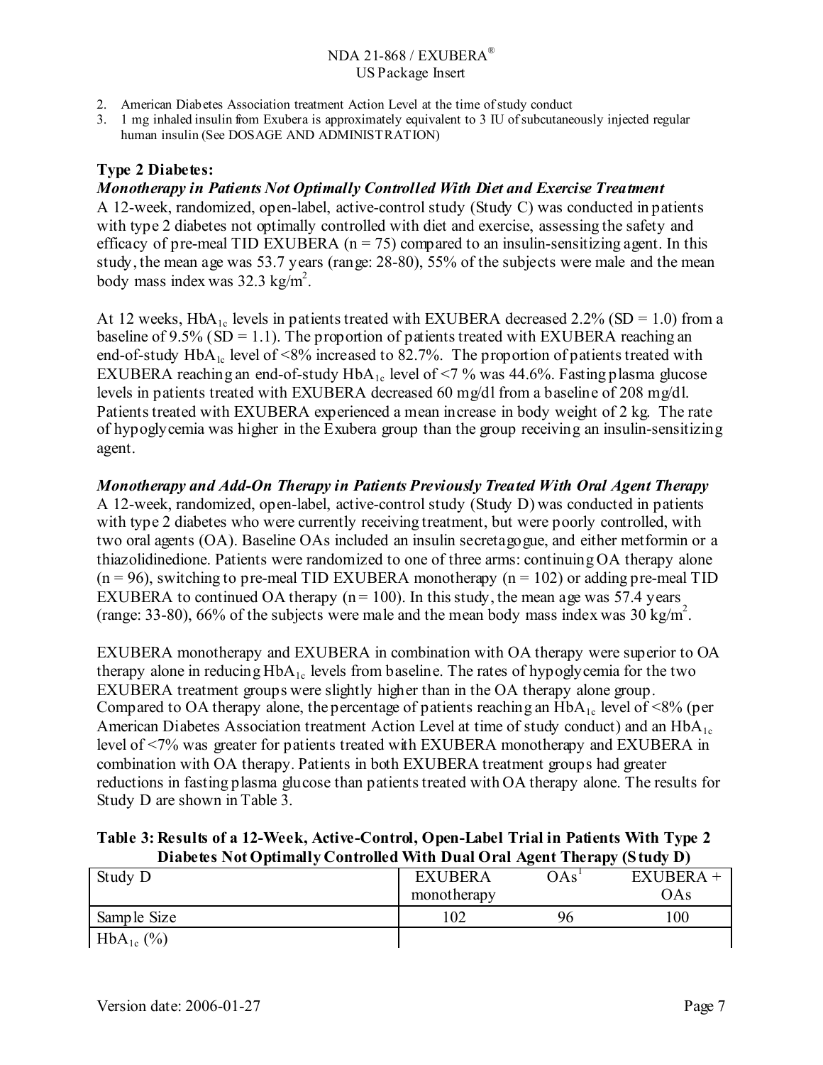2. American Diabetes Association treatment Action Level at the time of study conduct
3. 1 mg inhaled insulin from Exubera is approximately equivalent to 3 IU of subcutaneously injected regular human insulin (See DOSAGE AND ADMINISTRATION)

**Type 2 Diabetes:**

***Monotherapy in Patients Not Optimally Controlled With Diet and Exercise Treatment***

A 12-week, randomized, open-label, active-control study (Study C) was conducted in patients with type 2 diabetes not optimally controlled with diet and exercise, assessing the safety and efficacy of pre-meal TID EXUBERA (n = 75) compared to an insulin-sensitizing agent. In this study, the mean age was 53.7 years (range: 28-80), 55% of the subjects were male and the mean body mass index was 32.3 kg/m$^2$.

At 12 weeks, $HbA_{1c}$ levels in patients treated with EXUBERA decreased 2.2% (SD = 1.0) from a baseline of 9.5% (SD = 1.1). The proportion of patients treated with EXUBERA reaching an end-of-study $HbA_{1c}$ level of <8% increased to 82.7%. The proportion of patients treated with EXUBERA reaching an end-of-study $HbA_{1c}$ level of <7 % was 44.6%. Fasting plasma glucose levels in patients treated with EXUBERA decreased 60 mg/dl from a baseline of 208 mg/dl. Patients treated with EXUBERA experienced a mean increase in body weight of 2 kg. The rate of hypoglycemia was higher in the Exubera group than the group receiving an insulin-sensitizing agent.

***Monotherapy and Add-On Therapy in Patients Previously Treated With Oral Agent Therapy***

A 12-week, randomized, open-label, active-control study (Study D) was conducted in patients with type 2 diabetes who were currently receiving treatment, but were poorly controlled, with two oral agents (OA). Baseline OAs included an insulin secretagogue, and either metformin or a thiazolidinedione. Patients were randomized to one of three arms: continuing OA therapy alone (n = 96), switching to pre-meal TID EXUBERA monotherapy (n = 102) or adding pre-meal TID EXUBERA to continued OA therapy (n = 100). In this study, the mean age was 57.4 years (range: 33-80), 66% of the subjects were male and the mean body mass index was 30 kg/m$^2$.

EXUBERA monotherapy and EXUBERA in combination with OA therapy were superior to OA therapy alone in reducing $HbA_{1c}$ levels from baseline. The rates of hypoglycemia for the two EXUBERA treatment groups were slightly higher than in the OA therapy alone group. Compared to OA therapy alone, the percentage of patients reaching an $HbA_{1c}$ level of <8% (per American Diabetes Association treatment Action Level at time of study conduct) and an $HbA_{1c}$ level of <7% was greater for patients treated with EXUBERA monotherapy and EXUBERA in combination with OA therapy. Patients in both EXUBERA treatment groups had greater reductions in fasting plasma glucose than patients treated with OA therapy alone. The results for Study D are shown in Table 3.

**Table 3: Results of a 12-Week, Active-Control, Open-Label Trial in Patients With Type 2 Diabetes Not Optimally Controlled With Dual Oral Agent Therapy (Study D)**

| Study D | EXUBERA monotherapy | OAs[1] | EXUBERA + OAs |
|---|---|---|---|
| Sample Size | 102 | 96 | 100 |
| $HbA_{1c}$ (%) | | | |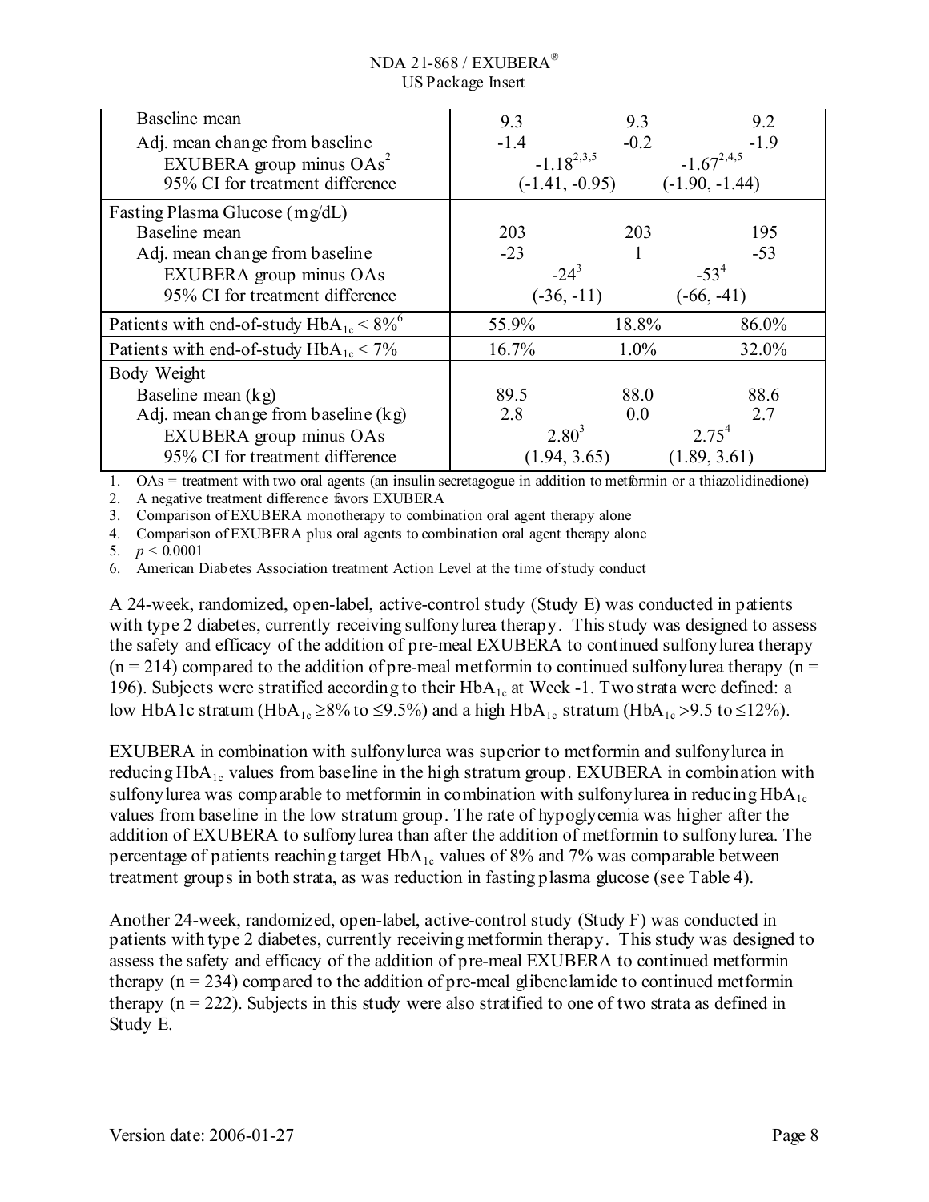| | | | |
|---|---|---|---|
| Baseline mean | 9.3 | 9.3 | 9.2 |
| Adj. mean change from baseline | -1.4 | -0.2 | -1.9 |
| EXUBERA group minus OAs[2] | $-1.18^{2,3,5}$ | | $-1.67^{2,4,5}$ |
| 95% CI for treatment difference | (-1.41, -0.95) | | (-1.90, -1.44) |
| Fasting Plasma Glucose (mg/dL) | | | |
| Baseline mean | 203 | 203 | 195 |
| Adj. mean change from baseline | -23 | 1 | -53 |
| EXUBERA group minus OAs | $-24^{3}$ | | $-53^{4}$ |
| 95% CI for treatment difference | (-36, -11) | | (-66, -41) |
| Patients with end-of-study $HbA_{1c}$ < 8%[6] | 55.9% | 18.8% | 86.0% |
| Patients with end-of-study $HbA_{1c}$ < 7% | 16.7% | 1.0% | 32.0% |
| Body Weight | | | |
| Baseline mean (kg) | 89.5 | 88.0 | 88.6 |
| Adj. mean change from baseline (kg) | 2.8 | 0.0 | 2.7 |
| EXUBERA group minus OAs | $2.80^{3}$ | | $2.75^{4}$ |
| 95% CI for treatment difference | (1.94, 3.65) | | (1.89, 3.61) |

1. OAs = treatment with two oral agents (an insulin secretagogue in addition to metformin or a thiazolidinedione)
2. A negative treatment difference favors EXUBERA
3. Comparison of EXUBERA monotherapy to combination oral agent therapy alone
4. Comparison of EXUBERA plus oral agents to combination oral agent therapy alone
5. $p < 0.0001$
6. American Diabetes Association treatment Action Level at the time of study conduct

A 24-week, randomized, open-label, active-control study (Study E) was conducted in patients with type 2 diabetes, currently receiving sulfonylurea therapy. This study was designed to assess the safety and efficacy of the addition of pre-meal EXUBERA to continued sulfonylurea therapy (n = 214) compared to the addition of pre-meal metformin to continued sulfonylurea therapy (n = 196). Subjects were stratified according to their $HbA_{1c}$ at Week -1. Two strata were defined: a low HbA1c stratum ($HbA_{1c}$ ≥8% to ≤9.5%) and a high $HbA_{1c}$ stratum ($HbA_{1c}$ >9.5 to ≤12%).

EXUBERA in combination with sulfonylurea was superior to metformin and sulfonylurea in reducing $HbA_{1c}$ values from baseline in the high stratum group. EXUBERA in combination with sulfonylurea was comparable to metformin in combination with sulfonylurea in reducing $HbA_{1c}$ values from baseline in the low stratum group. The rate of hypoglycemia was higher after the addition of EXUBERA to sulfonylurea than after the addition of metformin to sulfonylurea. The percentage of patients reaching target $HbA_{1c}$ values of 8% and 7% was comparable between treatment groups in both strata, as was reduction in fasting plasma glucose (see Table 4).

Another 24-week, randomized, open-label, active-control study (Study F) was conducted in patients with type 2 diabetes, currently receiving metformin therapy. This study was designed to assess the safety and efficacy of the addition of pre-meal EXUBERA to continued metformin therapy (n = 234) compared to the addition of pre-meal glibenclamide to continued metformin therapy (n = 222). Subjects in this study were also stratified to one of two strata as defined in Study E.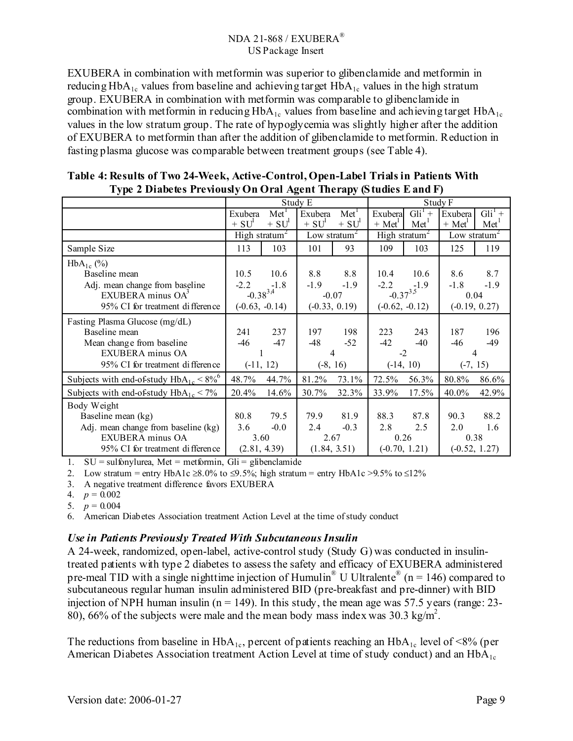EXUBERA in combination with metformin was superior to glibenclamide and metformin in reducing $HbA_{1c}$ values from baseline and achieving target $HbA_{1c}$ values in the high stratum group. EXUBERA in combination with metformin was comparable to glibenclamide in combination with metformin in reducing $HbA_{1c}$ values from baseline and achieving target $HbA_{1c}$ values in the low stratum group. The rate of hypoglycemia was slightly higher after the addition of EXUBERA to metformin than after the addition of glibenclamide to metformin. Reduction in fasting plasma glucose was comparable between treatment groups (see Table 4).

**Table 4: Results of Two 24-Week, Active-Control, Open-Label Trials in Patients With Type 2 Diabetes Previously On Oral Agent Therapy (Studies E and F)**

| | Study E | | | | Study F | | | |
|---|---|---|---|---|---|---|---|---|
| | Exubera + SU[1] | Met[1] + SU[1] | Exubera + SU[1] | Met[1] + SU[1] | Exubera + Met[1] | Gli[1] + Met[1] | Exubera + Met[1] | Gli[1] + Met[1] |
| | High stratum[2] | | Low stratum[2] | | High stratum[2] | | Low stratum[2] | |
| Sample Size | 113 | 103 | 101 | 93 | 109 | 103 | 125 | 119 |
| $HbA_{1c}$ (%) | | | | | | | | |
| Baseline mean | 10.5 | 10.6 | 8.8 | 8.8 | 10.4 | 10.6 | 8.6 | 8.7 |
| Adj. mean change from baseline | -2.2 | -1.8 | -1.9 | -1.9 | -2.2 | -1.9 | -1.8 | -1.9 |
| EXUBERA minus OA[3] | -0.38[3,4] | | -0.07 | | -0.37[3,5] | | 0.04 | |
| 95% CI for treatment difference | (-0.63, -0.14) | | (-0.33, 0.19) | | (-0.62, -0.12) | | (-0.19, 0.27) | |
| Fasting Plasma Glucose (mg/dL) | | | | | | | | |
| Baseline mean | 241 | 237 | 197 | 198 | 223 | 243 | 187 | 196 |
| Mean change from baseline | -46 | -47 | -48 | -52 | -42 | -40 | -46 | -49 |
| EXUBERA minus OA | 1 | | 4 | | -2 | | 4 | |
| 95% CI for treatment difference | (-11, 12) | | (-8, 16) | | (-14, 10) | | (-7, 15) | |
| Subjects with end-of-study $HbA_{1c}$ < 8%[6] | 48.7% | 44.7% | 81.2% | 73.1% | 72.5% | 56.3% | 80.8% | 86.6% |
| Subjects with end-of-study $HbA_{1c}$ < 7% | 20.4% | 14.6% | 30.7% | 32.3% | 33.9% | 17.5% | 40.0% | 42.9% |
| Body Weight | | | | | | | | |
| Baseline mean (kg) | 80.8 | 79.5 | 79.9 | 81.9 | 88.3 | 87.8 | 90.3 | 88.2 |
| Adj. mean change from baseline (kg) | 3.6 | -0.0 | 2.4 | -0.3 | 2.8 | 2.5 | 2.0 | 1.6 |
| EXUBERA minus OA | 3.60 | | 2.67 | | 0.26 | | 0.38 | |
| 95% CI for treatment difference | (2.81, 4.39) | | (1.84, 3.51) | | (-0.70, 1.21) | | (-0.52, 1.27) | |

1. SU = sulfonylurea, Met = metformin, Gli = glibenclamide
2. Low stratum = entry HbA1c ≥8.0% to ≤9.5%; high stratum = entry HbA1c >9.5% to ≤12%
3. A negative treatment difference favors EXUBERA
4. $p = 0.002$
5. $p = 0.004$
6. American Diabetes Association treatment Action Level at the time of study conduct

### *Use in Patients Previously Treated With Subcutaneous Insulin*

A 24-week, randomized, open-label, active-control study (Study G) was conducted in insulin-treated patients with type 2 diabetes to assess the safety and efficacy of EXUBERA administered pre-meal TID with a single nighttime injection of Humulin® U Ultralente® (n = 146) compared to subcutaneous regular human insulin administered BID (pre-breakfast and pre-dinner) with BID injection of NPH human insulin (n = 149). In this study, the mean age was 57.5 years (range: 23-80), 66% of the subjects were male and the mean body mass index was 30.3 $kg/m^2$.

The reductions from baseline in $HbA_{1c}$, percent of patients reaching an $HbA_{1c}$ level of <8% (per American Diabetes Association treatment Action Level at time of study conduct) and an $HbA_{1c}$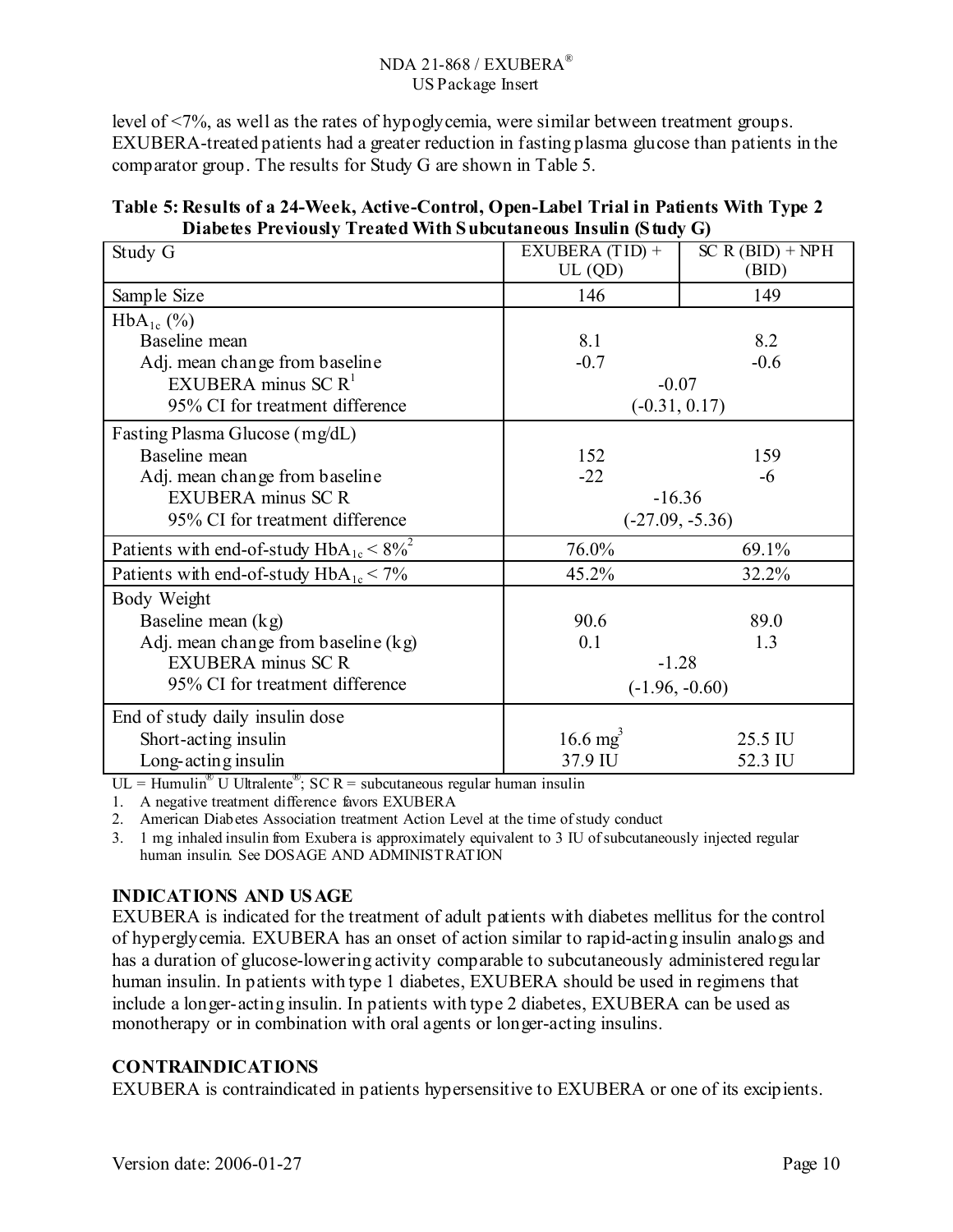level of <7%, as well as the rates of hypoglycemia, were similar between treatment groups. EXUBERA-treated patients had a greater reduction in fasting plasma glucose than patients in the comparator group. The results for Study G are shown in Table 5.

**Table 5: Results of a 24-Week, Active-Control, Open-Label Trial in Patients With Type 2 Diabetes Previously Treated With Subcutaneous Insulin (Study G)**

| Study G | EXUBERA (TID) + UL (QD) | SC R (BID) + NPH (BID) |
|---|---|---|
| Sample Size | 146 | 149 |
| $HbA_{1c}$ (%) | | |
| Baseline mean | 8.1 | 8.2 |
| Adj. mean change from baseline | -0.7 | -0.6 |
| EXUBERA minus SC R[1] | -0.07 | |
| 95% CI for treatment difference | (-0.31, 0.17) | |
| Fasting Plasma Glucose (mg/dL) | | |
| Baseline mean | 152 | 159 |
| Adj. mean change from baseline | -22 | -6 |
| EXUBERA minus SC R | -16.36 | |
| 95% CI for treatment difference | (-27.09, -5.36) | |
| Patients with end-of-study $HbA_{1c}$ < 8%[2] | 76.0% | 69.1% |
| Patients with end-of-study $HbA_{1c}$ < 7% | 45.2% | 32.2% |
| Body Weight | | |
| Baseline mean (kg) | 90.6 | 89.0 |
| Adj. mean change from baseline (kg) | 0.1 | 1.3 |
| EXUBERA minus SC R | -1.28 | |
| 95% CI for treatment difference | (-1.96, -0.60) | |
| End of study daily insulin dose | | |
| Short-acting insulin | 16.6 mg[3] | 25.5 IU |
| Long-acting insulin | 37.9 IU | 52.3 IU |

UL = Humulin® U Ultralente®; SC R = subcutaneous regular human insulin

1. A negative treatment difference favors EXUBERA
2. American Diabetes Association treatment Action Level at the time of study conduct
3. 1 mg inhaled insulin from Exubera is approximately equivalent to 3 IU of subcutaneously injected regular human insulin. See DOSAGE AND ADMINISTRATION

## INDICATIONS AND USAGE

EXUBERA is indicated for the treatment of adult patients with diabetes mellitus for the control of hyperglycemia. EXUBERA has an onset of action similar to rapid-acting insulin analogs and has a duration of glucose-lowering activity comparable to subcutaneously administered regular human insulin. In patients with type 1 diabetes, EXUBERA should be used in regimens that include a longer-acting insulin. In patients with type 2 diabetes, EXUBERA can be used as monotherapy or in combination with oral agents or longer-acting insulins.

## CONTRAINDICATIONS

EXUBERA is contraindicated in patients hypersensitive to EXUBERA or one of its excipients.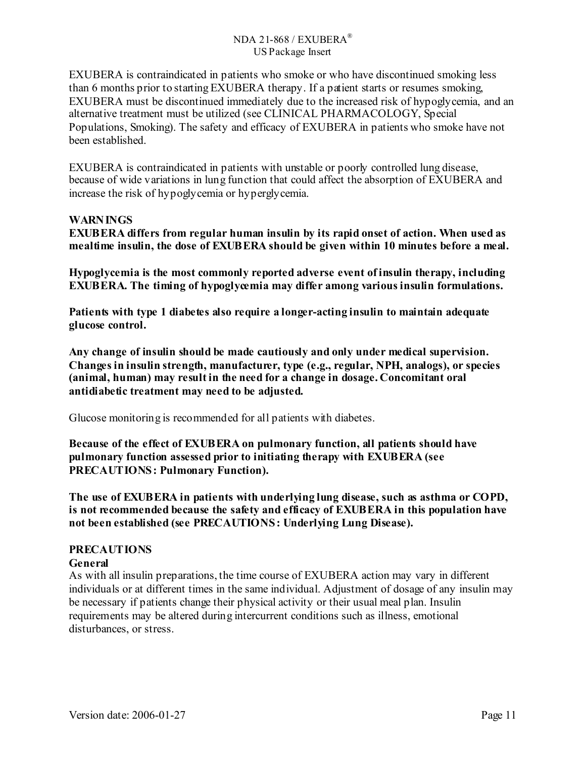EXUBERA is contraindicated in patients who smoke or who have discontinued smoking less than 6 months prior to starting EXUBERA therapy. If a patient starts or resumes smoking, EXUBERA must be discontinued immediately due to the increased risk of hypoglycemia, and an alternative treatment must be utilized (see CLINICAL PHARMACOLOGY, Special Populations, Smoking). The safety and efficacy of EXUBERA in patients who smoke have not been established.

EXUBERA is contraindicated in patients with unstable or poorly controlled lung disease, because of wide variations in lung function that could affect the absorption of EXUBERA and increase the risk of hypoglycemia or hyperglycemia.

## WARNINGS

**EXUBERA differs from regular human insulin by its rapid onset of action. When used as mealtime insulin, the dose of EXUBERA should be given within 10 minutes before a meal.**

**Hypoglycemia is the most commonly reported adverse event of insulin therapy, including EXUBERA. The timing of hypoglycemia may differ among various insulin formulations.**

**Patients with type 1 diabetes also require a longer-acting insulin to maintain adequate glucose control.**

**Any change of insulin should be made cautiously and only under medical supervision. Changes in insulin strength, manufacturer, type (e.g., regular, NPH, analogs), or species (animal, human) may result in the need for a change in dosage. Concomitant oral antidiabetic treatment may need to be adjusted.**

Glucose monitoring is recommended for all patients with diabetes.

**Because of the effect of EXUBERA on pulmonary function, all patients should have pulmonary function assessed prior to initiating therapy with EXUBERA (see PRECAUTIONS: Pulmonary Function).**

**The use of EXUBERA in patients with underlying lung disease, such as asthma or COPD, is not recommended because the safety and efficacy of EXUBERA in this population have not been established (see PRECAUTIONS: Underlying Lung Disease).**

## PRECAUTIONS

### General

As with all insulin preparations, the time course of EXUBERA action may vary in different individuals or at different times in the same individual. Adjustment of dosage of any insulin may be necessary if patients change their physical activity or their usual meal plan. Insulin requirements may be altered during intercurrent conditions such as illness, emotional disturbances, or stress.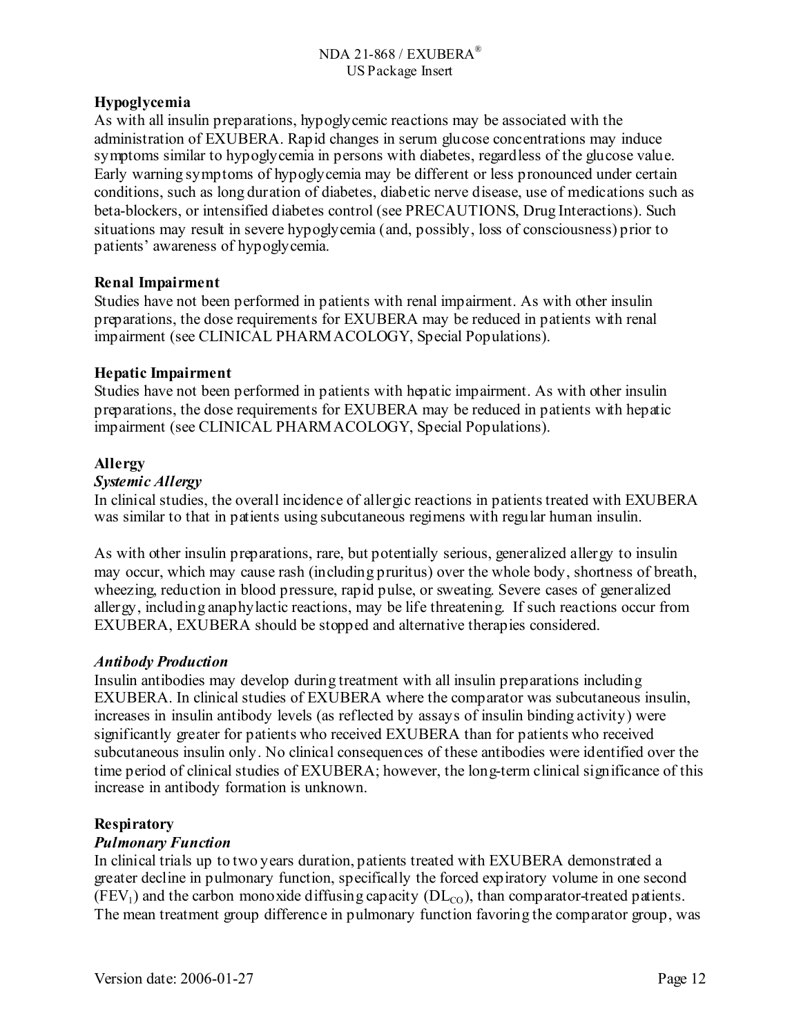**Hypoglycemia**

As with all insulin preparations, hypoglycemic reactions may be associated with the administration of EXUBERA. Rapid changes in serum glucose concentrations may induce symptoms similar to hypoglycemia in persons with diabetes, regardless of the glucose value. Early warning symptoms of hypoglycemia may be different or less pronounced under certain conditions, such as long duration of diabetes, diabetic nerve disease, use of medications such as beta-blockers, or intensified diabetes control (see PRECAUTIONS, Drug Interactions). Such situations may result in severe hypoglycemia (and, possibly, loss of consciousness) prior to patients' awareness of hypoglycemia.

**Renal Impairment**

Studies have not been performed in patients with renal impairment. As with other insulin preparations, the dose requirements for EXUBERA may be reduced in patients with renal impairment (see CLINICAL PHARMACOLOGY, Special Populations).

**Hepatic Impairment**

Studies have not been performed in patients with hepatic impairment. As with other insulin preparations, the dose requirements for EXUBERA may be reduced in patients with hepatic impairment (see CLINICAL PHARMACOLOGY, Special Populations).

**Allergy**

***Systemic Allergy***

In clinical studies, the overall incidence of allergic reactions in patients treated with EXUBERA was similar to that in patients using subcutaneous regimens with regular human insulin.

As with other insulin preparations, rare, but potentially serious, generalized allergy to insulin may occur, which may cause rash (including pruritus) over the whole body, shortness of breath, wheezing, reduction in blood pressure, rapid pulse, or sweating. Severe cases of generalized allergy, including anaphylactic reactions, may be life threatening. If such reactions occur from EXUBERA, EXUBERA should be stopped and alternative therapies considered.

***Antibody Production***

Insulin antibodies may develop during treatment with all insulin preparations including EXUBERA. In clinical studies of EXUBERA where the comparator was subcutaneous insulin, increases in insulin antibody levels (as reflected by assays of insulin binding activity) were significantly greater for patients who received EXUBERA than for patients who received subcutaneous insulin only. No clinical consequences of these antibodies were identified over the time period of clinical studies of EXUBERA; however, the long-term clinical significance of this increase in antibody formation is unknown.

**Respiratory**

***Pulmonary Function***

In clinical trials up to two years duration, patients treated with EXUBERA demonstrated a greater decline in pulmonary function, specifically the forced expiratory volume in one second ($FEV_1$) and the carbon monoxide diffusing capacity ($DL_{CO}$), than comparator-treated patients. The mean treatment group difference in pulmonary function favoring the comparator group, was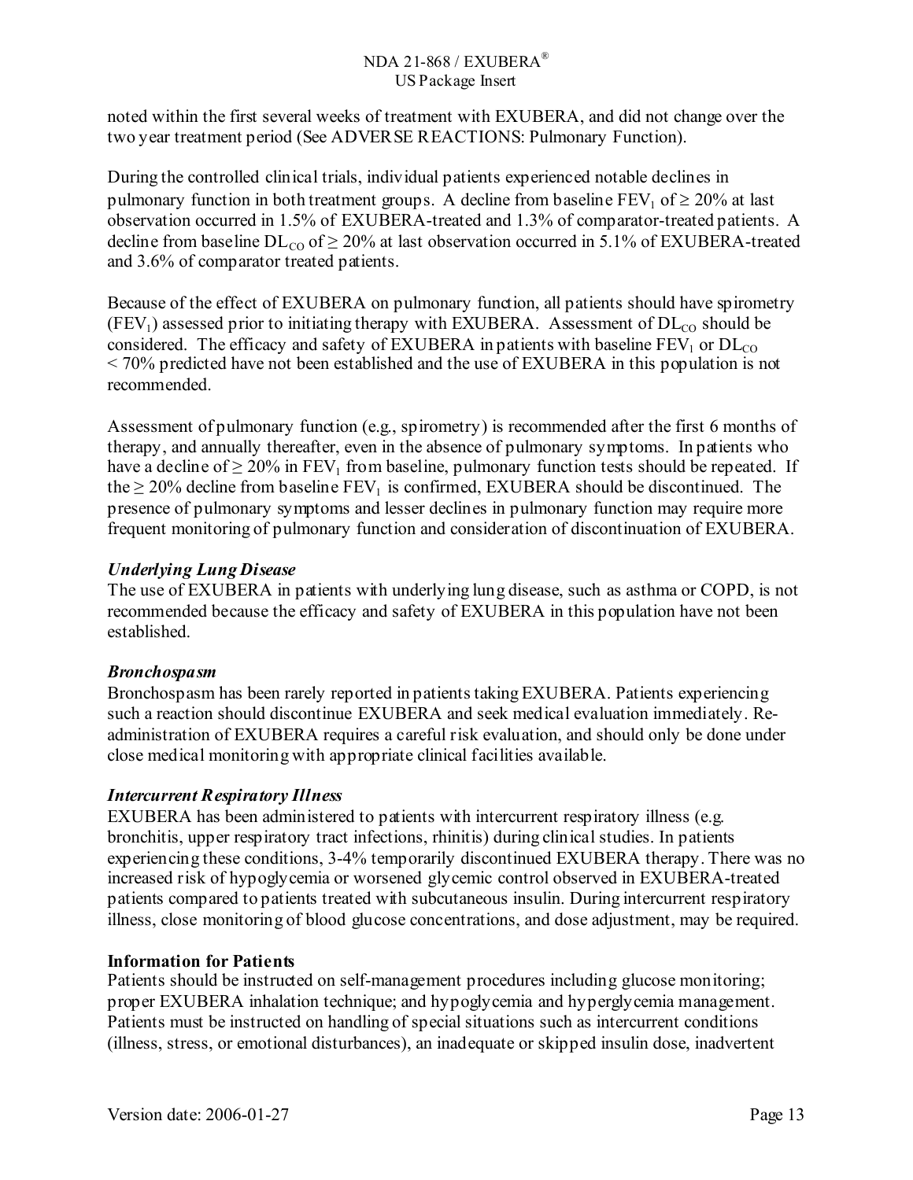noted within the first several weeks of treatment with EXUBERA, and did not change over the two year treatment period (See ADVERSE REACTIONS: Pulmonary Function).

During the controlled clinical trials, individual patients experienced notable declines in pulmonary function in both treatment groups. A decline from baseline $FEV_1$ of ≥ 20% at last observation occurred in 1.5% of EXUBERA-treated and 1.3% of comparator-treated patients. A decline from baseline $DL_{CO}$ of ≥ 20% at last observation occurred in 5.1% of EXUBERA-treated and 3.6% of comparator treated patients.

Because of the effect of EXUBERA on pulmonary function, all patients should have spirometry ($FEV_1$) assessed prior to initiating therapy with EXUBERA. Assessment of $DL_{CO}$ should be considered. The efficacy and safety of EXUBERA in patients with baseline $FEV_1$ or $DL_{CO}$ < 70% predicted have not been established and the use of EXUBERA in this population is not recommended.

Assessment of pulmonary function (e.g., spirometry) is recommended after the first 6 months of therapy, and annually thereafter, even in the absence of pulmonary symptoms. In patients who have a decline of ≥ 20% in $FEV_1$ from baseline, pulmonary function tests should be repeated. If the ≥ 20% decline from baseline $FEV_1$ is confirmed, EXUBERA should be discontinued. The presence of pulmonary symptoms and lesser declines in pulmonary function may require more frequent monitoring of pulmonary function and consideration of discontinuation of EXUBERA.

***Underlying Lung Disease***
The use of EXUBERA in patients with underlying lung disease, such as asthma or COPD, is not recommended because the efficacy and safety of EXUBERA in this population have not been established.

***Bronchospasm***
Bronchospasm has been rarely reported in patients taking EXUBERA. Patients experiencing such a reaction should discontinue EXUBERA and seek medical evaluation immediately. Re-administration of EXUBERA requires a careful risk evaluation, and should only be done under close medical monitoring with appropriate clinical facilities available.

***Intercurrent Respiratory Illness***
EXUBERA has been administered to patients with intercurrent respiratory illness (e.g. bronchitis, upper respiratory tract infections, rhinitis) during clinical studies. In patients experiencing these conditions, 3-4% temporarily discontinued EXUBERA therapy. There was no increased risk of hypoglycemia or worsened glycemic control observed in EXUBERA-treated patients compared to patients treated with subcutaneous insulin. During intercurrent respiratory illness, close monitoring of blood glucose concentrations, and dose adjustment, may be required.

**Information for Patients**
Patients should be instructed on self-management procedures including glucose monitoring; proper EXUBERA inhalation technique; and hypoglycemia and hyperglycemia management. Patients must be instructed on handling of special situations such as intercurrent conditions (illness, stress, or emotional disturbances), an inadequate or skipped insulin dose, inadvertent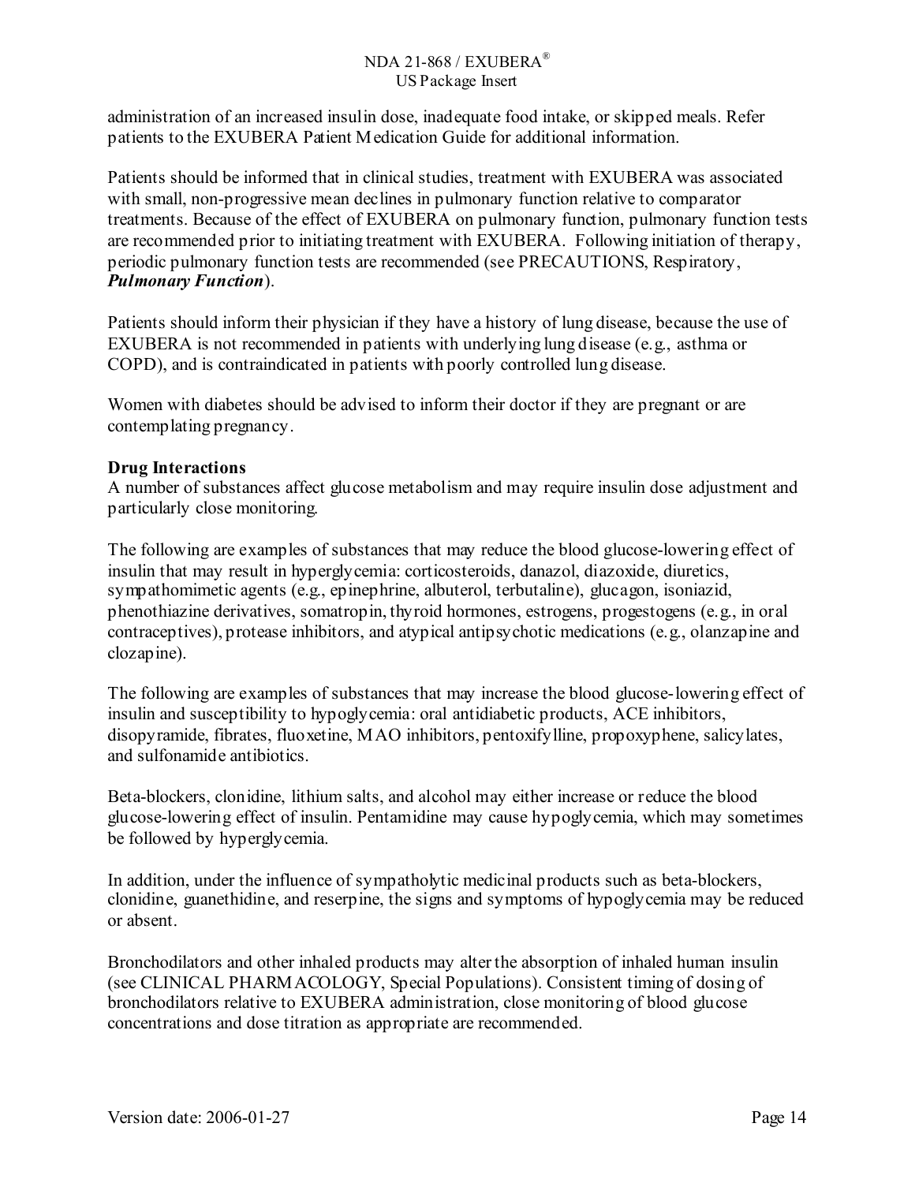administration of an increased insulin dose, inadequate food intake, or skipped meals. Refer patients to the EXUBERA Patient Medication Guide for additional information.

Patients should be informed that in clinical studies, treatment with EXUBERA was associated with small, non-progressive mean declines in pulmonary function relative to comparator treatments. Because of the effect of EXUBERA on pulmonary function, pulmonary function tests are recommended prior to initiating treatment with EXUBERA. Following initiation of therapy, periodic pulmonary function tests are recommended (see PRECAUTIONS, Respiratory, ***Pulmonary Function***).

Patients should inform their physician if they have a history of lung disease, because the use of EXUBERA is not recommended in patients with underlying lung disease (e.g., asthma or COPD), and is contraindicated in patients with poorly controlled lung disease.

Women with diabetes should be advised to inform their doctor if they are pregnant or are contemplating pregnancy.

**Drug Interactions**

A number of substances affect glucose metabolism and may require insulin dose adjustment and particularly close monitoring.

The following are examples of substances that may reduce the blood glucose-lowering effect of insulin that may result in hyperglycemia: corticosteroids, danazol, diazoxide, diuretics, sympathomimetic agents (e.g., epinephrine, albuterol, terbutaline), glucagon, isoniazid, phenothiazine derivatives, somatropin, thyroid hormones, estrogens, progestogens (e.g., in oral contraceptives), protease inhibitors, and atypical antipsychotic medications (e.g., olanzapine and clozapine).

The following are examples of substances that may increase the blood glucose-lowering effect of insulin and susceptibility to hypoglycemia: oral antidiabetic products, ACE inhibitors, disopyramide, fibrates, fluoxetine, MAO inhibitors, pentoxifylline, propoxyphene, salicylates, and sulfonamide antibiotics.

Beta-blockers, clonidine, lithium salts, and alcohol may either increase or reduce the blood glucose-lowering effect of insulin. Pentamidine may cause hypoglycemia, which may sometimes be followed by hyperglycemia.

In addition, under the influence of sympatholytic medicinal products such as beta-blockers, clonidine, guanethidine, and reserpine, the signs and symptoms of hypoglycemia may be reduced or absent.

Bronchodilators and other inhaled products may alter the absorption of inhaled human insulin (see CLINICAL PHARMACOLOGY, Special Populations). Consistent timing of dosing of bronchodilators relative to EXUBERA administration, close monitoring of blood glucose concentrations and dose titration as appropriate are recommended.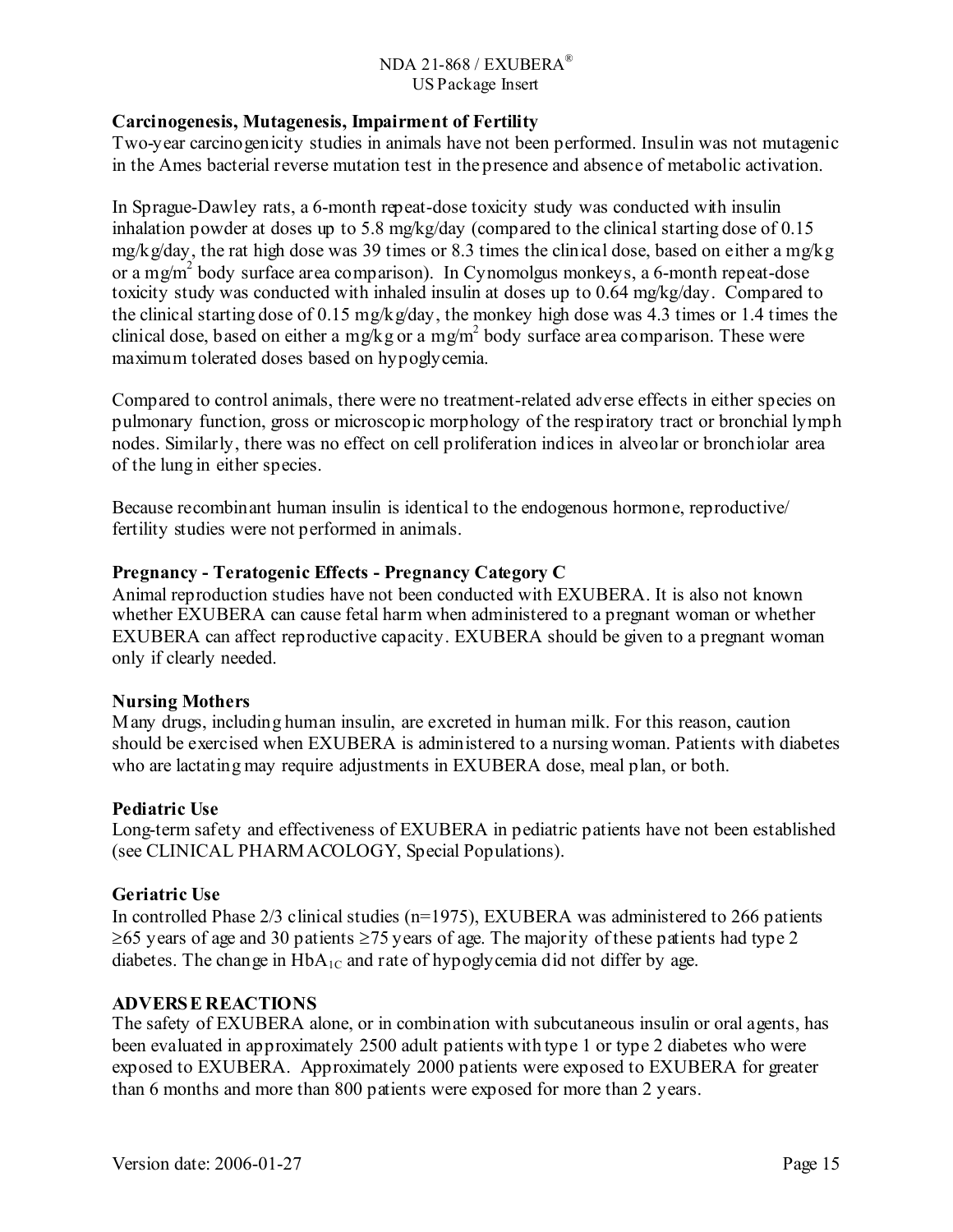**Carcinogenesis, Mutagenesis, Impairment of Fertility**

Two-year carcinogenicity studies in animals have not been performed. Insulin was not mutagenic in the Ames bacterial reverse mutation test in the presence and absence of metabolic activation.

In Sprague-Dawley rats, a 6-month repeat-dose toxicity study was conducted with insulin inhalation powder at doses up to 5.8 mg/kg/day (compared to the clinical starting dose of 0.15 mg/kg/day, the rat high dose was 39 times or 8.3 times the clinical dose, based on either a mg/kg or a $mg/m^2$ body surface area comparison). In Cynomolgus monkeys, a 6-month repeat-dose toxicity study was conducted with inhaled insulin at doses up to 0.64 mg/kg/day. Compared to the clinical starting dose of 0.15 mg/kg/day, the monkey high dose was 4.3 times or 1.4 times the clinical dose, based on either a mg/kg or a $mg/m^2$ body surface area comparison. These were maximum tolerated doses based on hypoglycemia.

Compared to control animals, there were no treatment-related adverse effects in either species on pulmonary function, gross or microscopic morphology of the respiratory tract or bronchial lymph nodes. Similarly, there was no effect on cell proliferation indices in alveolar or bronchiolar area of the lung in either species.

Because recombinant human insulin is identical to the endogenous hormone, reproductive/ fertility studies were not performed in animals.

**Pregnancy - Teratogenic Effects - Pregnancy Category C**

Animal reproduction studies have not been conducted with EXUBERA. It is also not known whether EXUBERA can cause fetal harm when administered to a pregnant woman or whether EXUBERA can affect reproductive capacity. EXUBERA should be given to a pregnant woman only if clearly needed.

**Nursing Mothers**

Many drugs, including human insulin, are excreted in human milk. For this reason, caution should be exercised when EXUBERA is administered to a nursing woman. Patients with diabetes who are lactating may require adjustments in EXUBERA dose, meal plan, or both.

**Pediatric Use**

Long-term safety and effectiveness of EXUBERA in pediatric patients have not been established (see CLINICAL PHARMACOLOGY, Special Populations).

**Geriatric Use**

In controlled Phase 2/3 clinical studies (n=1975), EXUBERA was administered to 266 patients ≥65 years of age and 30 patients ≥75 years of age. The majority of these patients had type 2 diabetes. The change in $HbA_{1C}$ and rate of hypoglycemia did not differ by age.

**ADVERSE REACTIONS**

The safety of EXUBERA alone, or in combination with subcutaneous insulin or oral agents, has been evaluated in approximately 2500 adult patients with type 1 or type 2 diabetes who were exposed to EXUBERA. Approximately 2000 patients were exposed to EXUBERA for greater than 6 months and more than 800 patients were exposed for more than 2 years.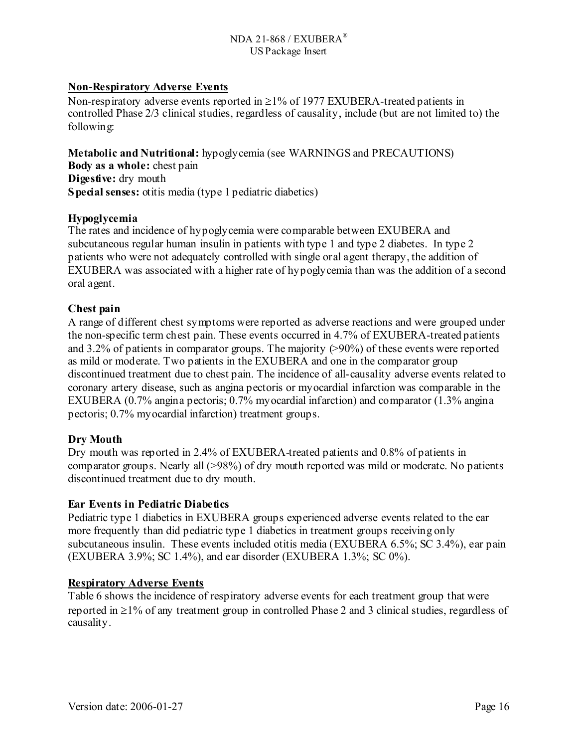## Non-Respiratory Adverse Events

Non-respiratory adverse events reported in ≥1% of 1977 EXUBERA-treated patients in controlled Phase 2/3 clinical studies, regardless of causality, include (but are not limited to) the following:

**Metabolic and Nutritional:** hypoglycemia (see WARNINGS and PRECAUTIONS)
**Body as a whole:** chest pain
**Digestive:** dry mouth
**Special senses:** otitis media (type 1 pediatric diabetics)

### Hypoglycemia

The rates and incidence of hypoglycemia were comparable between EXUBERA and subcutaneous regular human insulin in patients with type 1 and type 2 diabetes. In type 2 patients who were not adequately controlled with single oral agent therapy, the addition of EXUBERA was associated with a higher rate of hypoglycemia than was the addition of a second oral agent.

### Chest pain

A range of different chest symptoms were reported as adverse reactions and were grouped under the non-specific term chest pain. These events occurred in 4.7% of EXUBERA-treated patients and 3.2% of patients in comparator groups. The majority (>90%) of these events were reported as mild or moderate. Two patients in the EXUBERA and one in the comparator group discontinued treatment due to chest pain. The incidence of all-causality adverse events related to coronary artery disease, such as angina pectoris or myocardial infarction was comparable in the EXUBERA (0.7% angina pectoris; 0.7% myocardial infarction) and comparator (1.3% angina pectoris; 0.7% myocardial infarction) treatment groups.

### Dry Mouth

Dry mouth was reported in 2.4% of EXUBERA-treated patients and 0.8% of patients in comparator groups. Nearly all (>98%) of dry mouth reported was mild or moderate. No patients discontinued treatment due to dry mouth.

### Ear Events in Pediatric Diabetics

Pediatric type 1 diabetics in EXUBERA groups experienced adverse events related to the ear more frequently than did pediatric type 1 diabetics in treatment groups receiving only subcutaneous insulin. These events included otitis media (EXUBERA 6.5%; SC 3.4%), ear pain (EXUBERA 3.9%; SC 1.4%), and ear disorder (EXUBERA 1.3%; SC 0%).

## Respiratory Adverse Events

Table 6 shows the incidence of respiratory adverse events for each treatment group that were reported in ≥1% of any treatment group in controlled Phase 2 and 3 clinical studies, regardless of causality.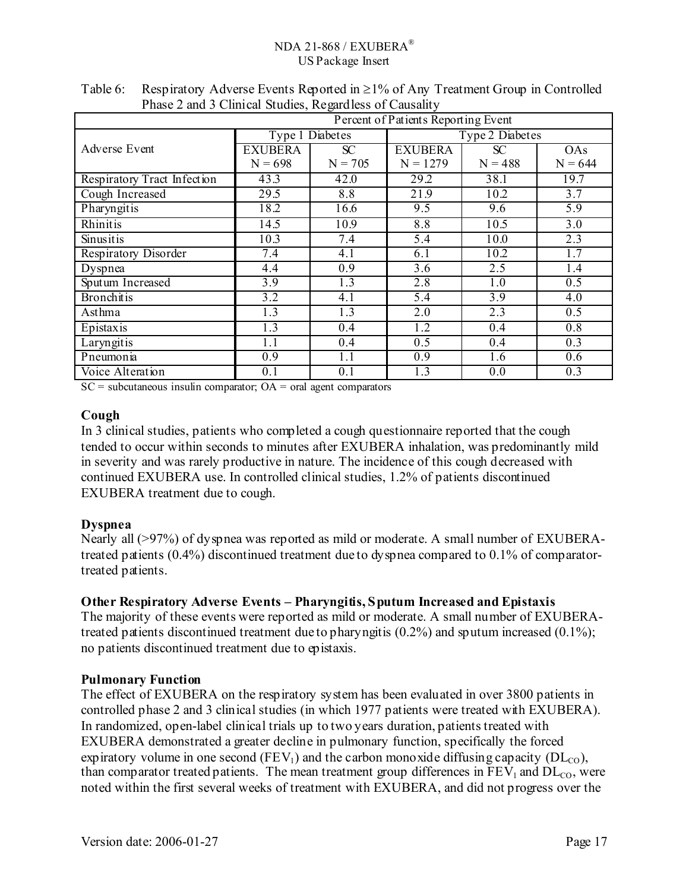Table 6: Respiratory Adverse Events Reported in ≥1% of Any Treatment Group in Controlled Phase 2 and 3 Clinical Studies, Regardless of Causality

| Adverse Event | Percent of Patients Reporting Event | | | | |
|---|---|---|---|---|---|
| | Type 1 Diabetes | | Type 2 Diabetes | | |
| | EXUBERA N = 698 | SC N = 705 | EXUBERA N = 1279 | SC N = 488 | OAs N = 644 |
| Respiratory Tract Infection | 43.3 | 42.0 | 29.2 | 38.1 | 19.7 |
| Cough Increased | 29.5 | 8.8 | 21.9 | 10.2 | 3.7 |
| Pharyngitis | 18.2 | 16.6 | 9.5 | 9.6 | 5.9 |
| Rhinitis | 14.5 | 10.9 | 8.8 | 10.5 | 3.0 |
| Sinusitis | 10.3 | 7.4 | 5.4 | 10.0 | 2.3 |
| Respiratory Disorder | 7.4 | 4.1 | 6.1 | 10.2 | 1.7 |
| Dyspnea | 4.4 | 0.9 | 3.6 | 2.5 | 1.4 |
| Sputum Increased | 3.9 | 1.3 | 2.8 | 1.0 | 0.5 |
| Bronchitis | 3.2 | 4.1 | 5.4 | 3.9 | 4.0 |
| Asthma | 1.3 | 1.3 | 2.0 | 2.3 | 0.5 |
| Epistaxis | 1.3 | 0.4 | 1.2 | 0.4 | 0.8 |
| Laryngitis | 1.1 | 0.4 | 0.5 | 0.4 | 0.3 |
| Pneumonia | 0.9 | 1.1 | 0.9 | 1.6 | 0.6 |
| Voice Alteration | 0.1 | 0.1 | 1.3 | 0.0 | 0.3 |

SC = subcutaneous insulin comparator; OA = oral agent comparators

**Cough**

In 3 clinical studies, patients who completed a cough questionnaire reported that the cough tended to occur within seconds to minutes after EXUBERA inhalation, was predominantly mild in severity and was rarely productive in nature. The incidence of this cough decreased with continued EXUBERA use. In controlled clinical studies, 1.2% of patients discontinued EXUBERA treatment due to cough.

**Dyspnea**

Nearly all (>97%) of dyspnea was reported as mild or moderate. A small number of EXUBERA-treated patients (0.4%) discontinued treatment due to dyspnea compared to 0.1% of comparator-treated patients.

**Other Respiratory Adverse Events – Pharyngitis, Sputum Increased and Epistaxis**

The majority of these events were reported as mild or moderate. A small number of EXUBERA-treated patients discontinued treatment due to pharyngitis (0.2%) and sputum increased (0.1%); no patients discontinued treatment due to epistaxis.

**Pulmonary Function**

The effect of EXUBERA on the respiratory system has been evaluated in over 3800 patients in controlled phase 2 and 3 clinical studies (in which 1977 patients were treated with EXUBERA). In randomized, open-label clinical trials up to two years duration, patients treated with EXUBERA demonstrated a greater decline in pulmonary function, specifically the forced expiratory volume in one second ($FEV_1$) and the carbon monoxide diffusing capacity ($DL_{CO}$), than comparator treated patients. The mean treatment group differences in $FEV_1$ and $DL_{CO}$, were noted within the first several weeks of treatment with EXUBERA, and did not progress over the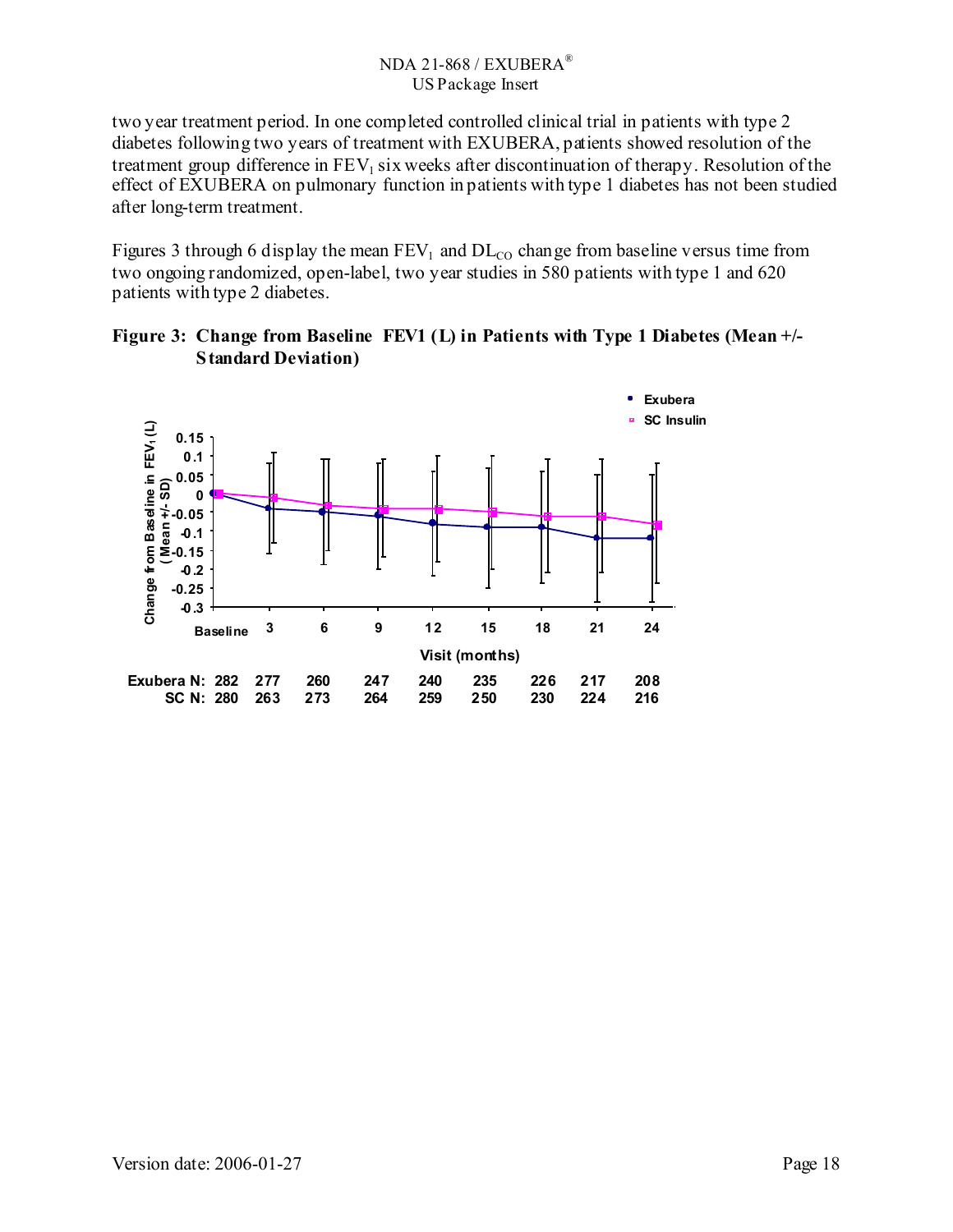two year treatment period. In one completed controlled clinical trial in patients with type 2 diabetes following two years of treatment with EXUBERA, patients showed resolution of the treatment group difference in $FEV_1$ six weeks after discontinuation of therapy. Resolution of the effect of EXUBERA on pulmonary function in patients with type 1 diabetes has not been studied after long-term treatment.

Figures 3 through 6 display the mean $FEV_1$ and $DL_{CO}$ change from baseline versus time from two ongoing randomized, open-label, two year studies in 580 patients with type 1 and 620 patients with type 2 diabetes.

**Figure 3: Change from Baseline FEV1 (L) in Patients with Type 1 Diabetes (Mean +/- Standard Deviation)**

| Visit (months) | Baseline | 3 | 6 | 9 | 12 | 15 | 18 | 21 | 24 |
|---|---|---|---|---|---|---|---|---|---|
| Exubera N: | 282 | 277 | 260 | 247 | 240 | 235 | 226 | 217 | 208 |
| SC N: | 280 | 263 | 273 | 264 | 259 | 250 | 230 | 224 | 216 |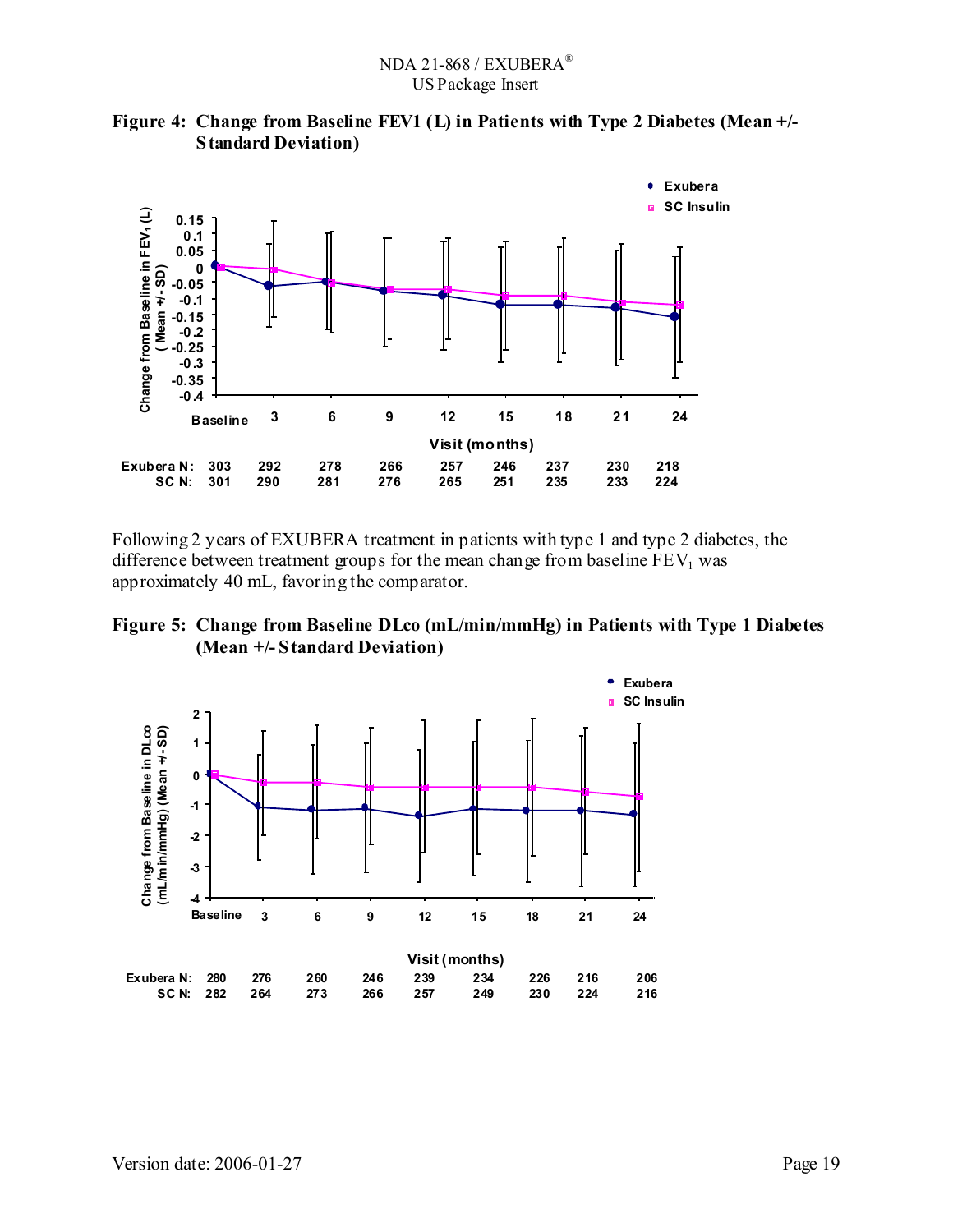**Figure 4: Change from Baseline FEV1 (L) in Patients with Type 2 Diabetes (Mean +/- Standard Deviation)**

| Visit (months) | Baseline | 3 | 6 | 9 | 12 | 15 | 18 | 21 | 24 |
|---|---|---|---|---|---|---|---|---|---|
| Exubera N: | 303 | 292 | 278 | 266 | 257 | 246 | 237 | 230 | 218 |
| SC N: | 301 | 290 | 281 | 276 | 265 | 251 | 235 | 233 | 224 |

Following 2 years of EXUBERA treatment in patients with type 1 and type 2 diabetes, the difference between treatment groups for the mean change from baseline $FEV_1$ was approximately 40 mL, favoring the comparator.

**Figure 5: Change from Baseline DLco (mL/min/mmHg) in Patients with Type 1 Diabetes (Mean +/- Standard Deviation)**

| Visit (months) | Baseline | 3 | 6 | 9 | 12 | 15 | 18 | 21 | 24 |
|---|---|---|---|---|---|---|---|---|---|
| Exubera N: | 280 | 276 | 260 | 246 | 239 | 234 | 226 | 216 | 206 |
| SC N: | 282 | 264 | 273 | 266 | 257 | 249 | 230 | 224 | 216 |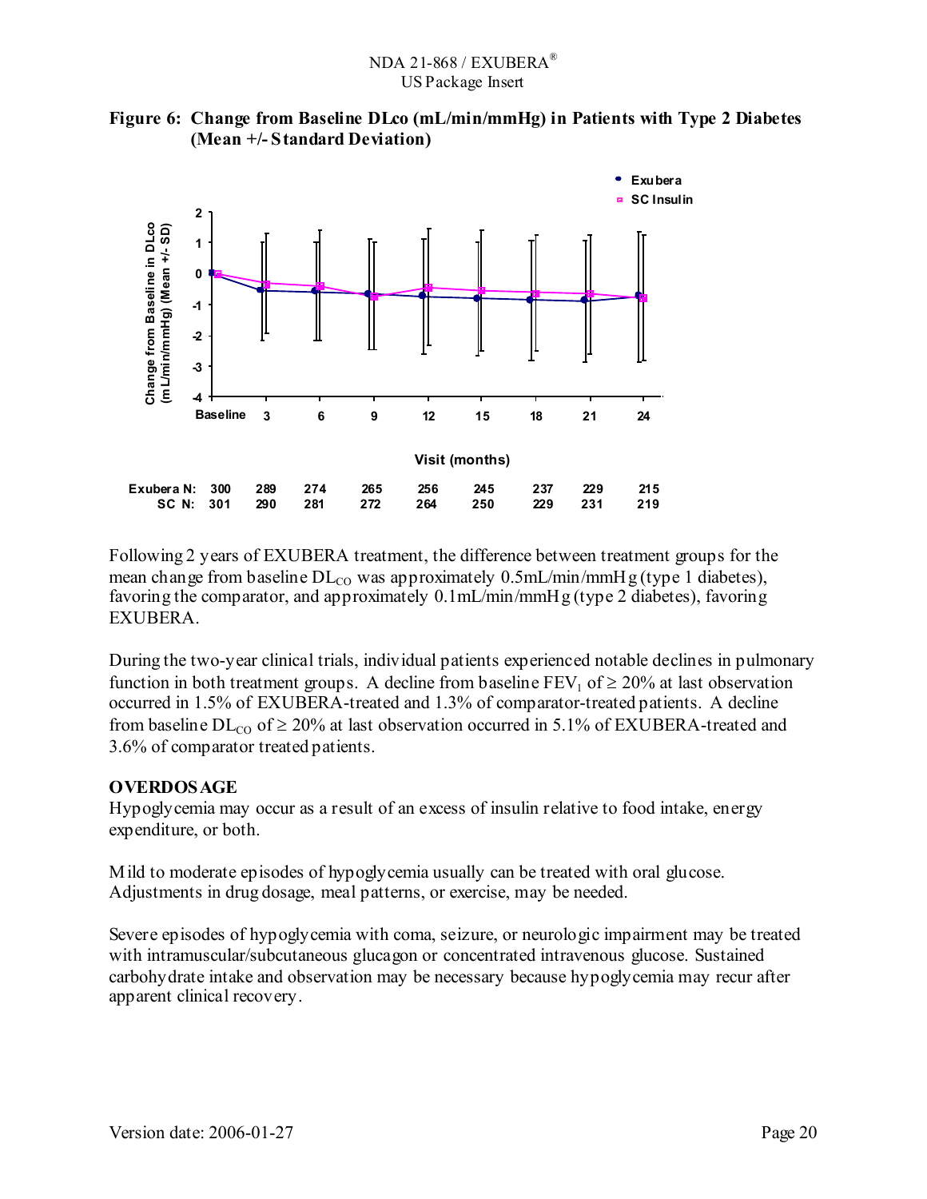**Figure 6: Change from Baseline DLco (mL/min/mmHg) in Patients with Type 2 Diabetes (Mean +/- Standard Deviation)**

| | Baseline | 3 | 6 | 9 | 12 | 15 | 18 | 21 | 24 |
|---|---|---|---|---|---|---|---|---|---|
| Exubera N: | 300 | 289 | 274 | 265 | 256 | 245 | 237 | 229 | 215 |
| SC N: | 301 | 290 | 281 | 272 | 264 | 250 | 229 | 231 | 219 |

Following 2 years of EXUBERA treatment, the difference between treatment groups for the mean change from baseline $DL_{CO}$ was approximately 0.5mL/min/mmHg (type 1 diabetes), favoring the comparator, and approximately 0.1mL/min/mmHg (type 2 diabetes), favoring EXUBERA.

During the two-year clinical trials, individual patients experienced notable declines in pulmonary function in both treatment groups. A decline from baseline $FEV_1$ of $\geq$ 20% at last observation occurred in 1.5% of EXUBERA-treated and 1.3% of comparator-treated patients. A decline from baseline $DL_{CO}$ of $\geq$ 20% at last observation occurred in 5.1% of EXUBERA-treated and 3.6% of comparator treated patients.

**OVERDOSAGE**

Hypoglycemia may occur as a result of an excess of insulin relative to food intake, energy expenditure, or both.

Mild to moderate episodes of hypoglycemia usually can be treated with oral glucose. Adjustments in drug dosage, meal patterns, or exercise, may be needed.

Severe episodes of hypoglycemia with coma, seizure, or neurologic impairment may be treated with intramuscular/subcutaneous glucagon or concentrated intravenous glucose. Sustained carbohydrate intake and observation may be necessary because hypoglycemia may recur after apparent clinical recovery.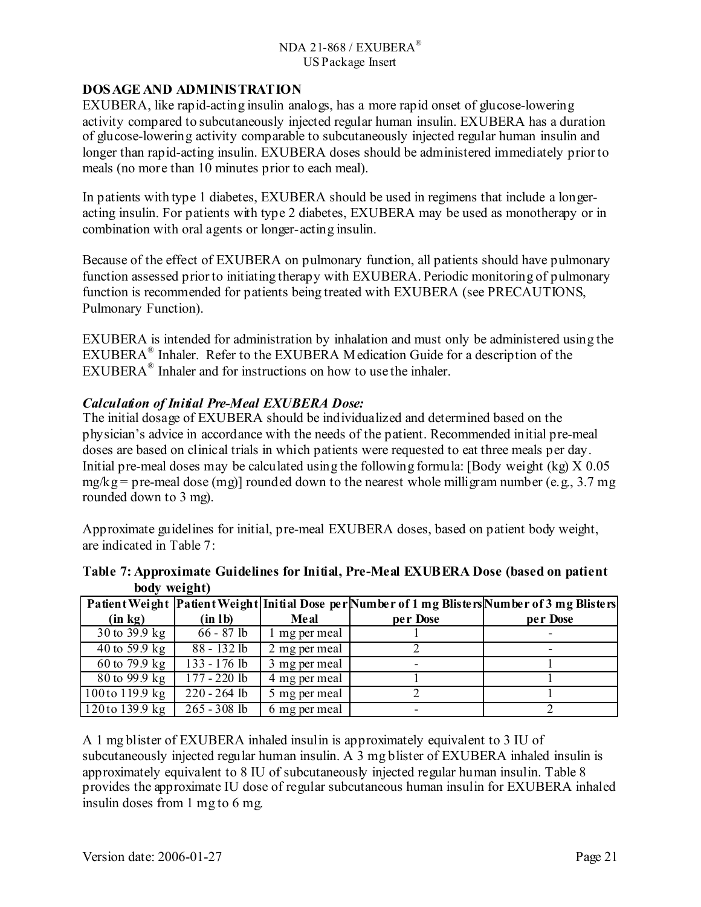## DOSAGE AND ADMINISTRATION

EXUBERA, like rapid-acting insulin analogs, has a more rapid onset of glucose-lowering activity compared to subcutaneously injected regular human insulin. EXUBERA has a duration of glucose-lowering activity comparable to subcutaneously injected regular human insulin and longer than rapid-acting insulin. EXUBERA doses should be administered immediately prior to meals (no more than 10 minutes prior to each meal).

In patients with type 1 diabetes, EXUBERA should be used in regimens that include a longer-acting insulin. For patients with type 2 diabetes, EXUBERA may be used as monotherapy or in combination with oral agents or longer-acting insulin.

Because of the effect of EXUBERA on pulmonary function, all patients should have pulmonary function assessed prior to initiating therapy with EXUBERA. Periodic monitoring of pulmonary function is recommended for patients being treated with EXUBERA (see PRECAUTIONS, Pulmonary Function).

EXUBERA is intended for administration by inhalation and must only be administered using the EXUBERA® Inhaler. Refer to the EXUBERA Medication Guide for a description of the EXUBERA® Inhaler and for instructions on how to use the inhaler.

### *Calculation of Initial Pre-Meal EXUBERA Dose:*

The initial dosage of EXUBERA should be individualized and determined based on the physician's advice in accordance with the needs of the patient. Recommended initial pre-meal doses are based on clinical trials in which patients were requested to eat three meals per day. Initial pre-meal doses may be calculated using the following formula: [Body weight (kg) X 0.05 mg/kg = pre-meal dose (mg)] rounded down to the nearest whole milligram number (e.g., 3.7 mg rounded down to 3 mg).

Approximate guidelines for initial, pre-meal EXUBERA doses, based on patient body weight, are indicated in Table 7:

**Table 7: Approximate Guidelines for Initial, Pre-Meal EXUBERA Dose (based on patient body weight)**

| Patient Weight (in kg) | Patient Weight (in lb) | Initial Dose per Meal | Number of 1 mg Blisters per Dose | Number of 3 mg Blisters per Dose |
|---|---|---|---|---|
| 30 to 39.9 kg | 66 - 87 lb | 1 mg per meal | 1 | - |
| 40 to 59.9 kg | 88 - 132 lb | 2 mg per meal | 2 | - |
| 60 to 79.9 kg | 133 - 176 lb | 3 mg per meal | - | 1 |
| 80 to 99.9 kg | 177 - 220 lb | 4 mg per meal | 1 | 1 |
| 100 to 119.9 kg | 220 - 264 lb | 5 mg per meal | 2 | 1 |
| 120 to 139.9 kg | 265 - 308 lb | 6 mg per meal | - | 2 |

A 1 mg blister of EXUBERA inhaled insulin is approximately equivalent to 3 IU of subcutaneously injected regular human insulin. A 3 mg blister of EXUBERA inhaled insulin is approximately equivalent to 8 IU of subcutaneously injected regular human insulin. Table 8 provides the approximate IU dose of regular subcutaneous human insulin for EXUBERA inhaled insulin doses from 1 mg to 6 mg.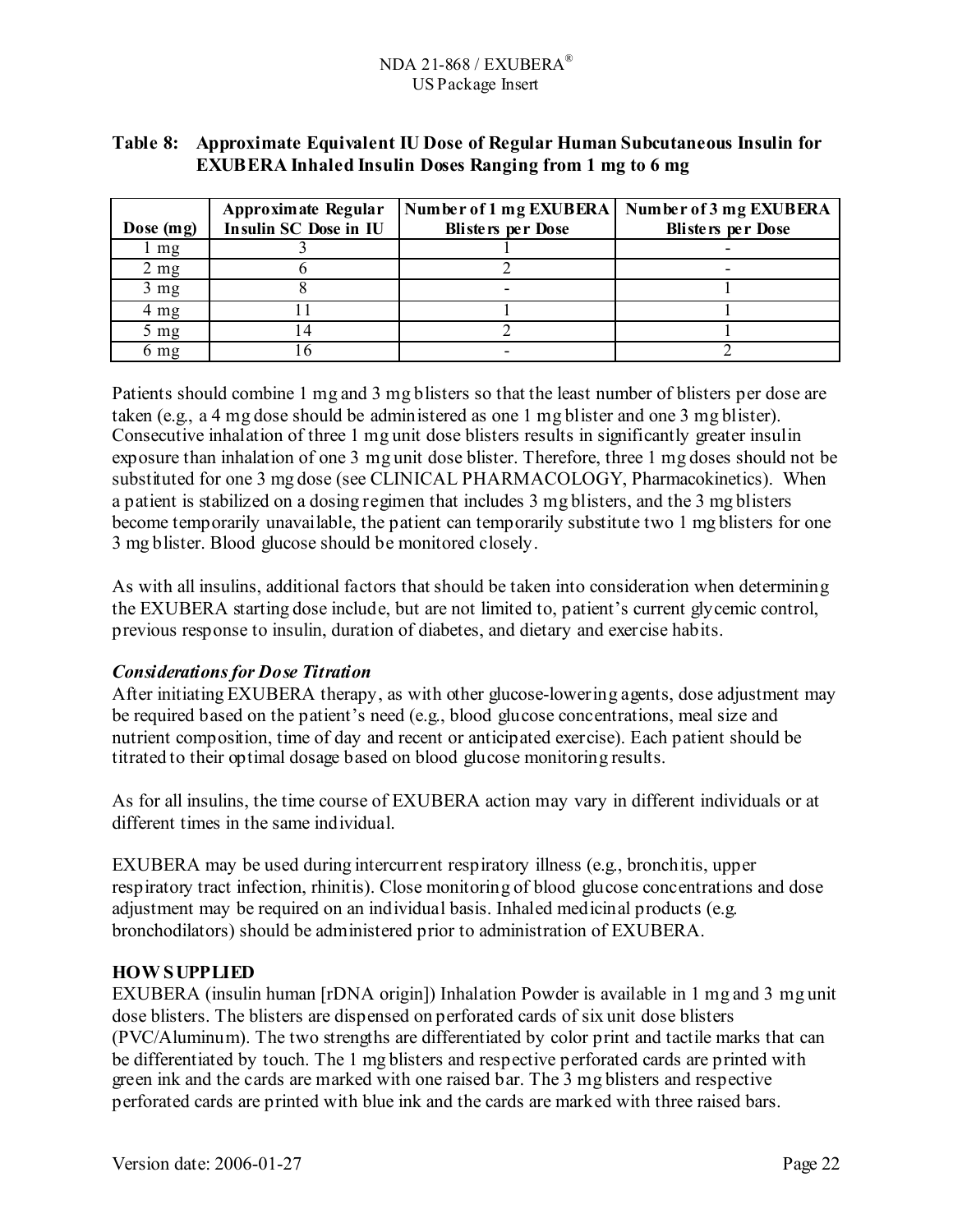**Table 8: Approximate Equivalent IU Dose of Regular Human Subcutaneous Insulin for EXUBERA Inhaled Insulin Doses Ranging from 1 mg to 6 mg**

| Dose (mg) | Approximate Regular Insulin SC Dose in IU | Number of 1 mg EXUBERA Blisters per Dose | Number of 3 mg EXUBERA Blisters per Dose |
|---|---|---|---|
| 1 mg | 3 | 1 | - |
| 2 mg | 6 | 2 | - |
| 3 mg | 8 | - | 1 |
| 4 mg | 11 | 1 | 1 |
| 5 mg | 14 | 2 | 1 |
| 6 mg | 16 | - | 2 |

Patients should combine 1 mg and 3 mg blisters so that the least number of blisters per dose are taken (e.g., a 4 mg dose should be administered as one 1 mg blister and one 3 mg blister). Consecutive inhalation of three 1 mg unit dose blisters results in significantly greater insulin exposure than inhalation of one 3 mg unit dose blister. Therefore, three 1 mg doses should not be substituted for one 3 mg dose (see CLINICAL PHARMACOLOGY, Pharmacokinetics). When a patient is stabilized on a dosing regimen that includes 3 mg blisters, and the 3 mg blisters become temporarily unavailable, the patient can temporarily substitute two 1 mg blisters for one 3 mg blister. Blood glucose should be monitored closely.

As with all insulins, additional factors that should be taken into consideration when determining the EXUBERA starting dose include, but are not limited to, patient's current glycemic control, previous response to insulin, duration of diabetes, and dietary and exercise habits.

***Considerations for Dose Titration***

After initiating EXUBERA therapy, as with other glucose-lowering agents, dose adjustment may be required based on the patient's need (e.g., blood glucose concentrations, meal size and nutrient composition, time of day and recent or anticipated exercise). Each patient should be titrated to their optimal dosage based on blood glucose monitoring results.

As for all insulins, the time course of EXUBERA action may vary in different individuals or at different times in the same individual.

EXUBERA may be used during intercurrent respiratory illness (e.g., bronchitis, upper respiratory tract infection, rhinitis). Close monitoring of blood glucose concentrations and dose adjustment may be required on an individual basis. Inhaled medicinal products (e.g. bronchodilators) should be administered prior to administration of EXUBERA.

**HOW SUPPLIED**

EXUBERA (insulin human [rDNA origin]) Inhalation Powder is available in 1 mg and 3 mg unit dose blisters. The blisters are dispensed on perforated cards of six unit dose blisters (PVC/Aluminum). The two strengths are differentiated by color print and tactile marks that can be differentiated by touch. The 1 mg blisters and respective perforated cards are printed with green ink and the cards are marked with one raised bar. The 3 mg blisters and respective perforated cards are printed with blue ink and the cards are marked with three raised bars.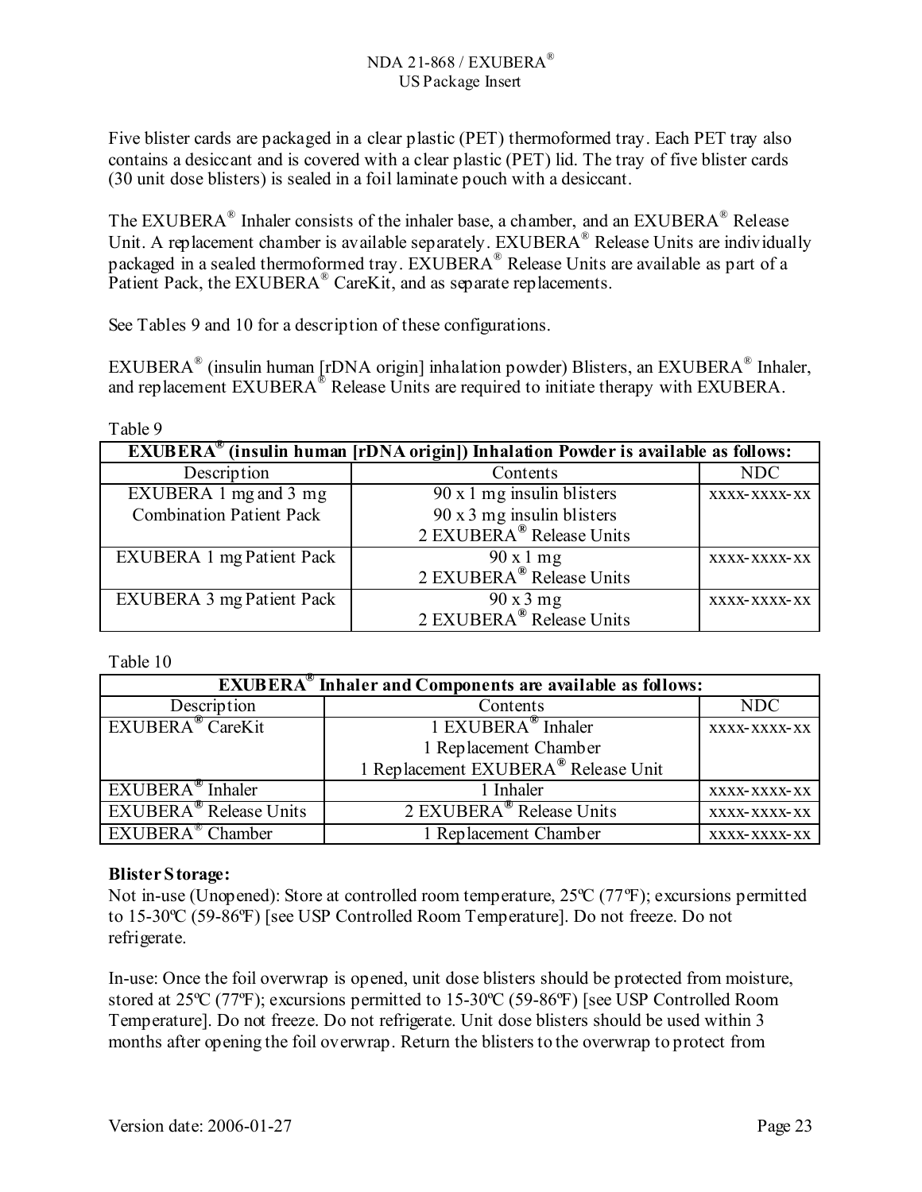Five blister cards are packaged in a clear plastic (PET) thermoformed tray. Each PET tray also contains a desiccant and is covered with a clear plastic (PET) lid. The tray of five blister cards (30 unit dose blisters) is sealed in a foil laminate pouch with a desiccant.

The EXUBERA® Inhaler consists of the inhaler base, a chamber, and an EXUBERA® Release Unit. A replacement chamber is available separately. EXUBERA® Release Units are individually packaged in a sealed thermoformed tray. EXUBERA® Release Units are available as part of a Patient Pack, the EXUBERA® CareKit, and as separate replacements.

See Tables 9 and 10 for a description of these configurations.

EXUBERA® (insulin human [rDNA origin] inhalation powder) Blisters, an EXUBERA® Inhaler, and replacement EXUBERA® Release Units are required to initiate therapy with EXUBERA.

Table 9

| **EXUBERA® (insulin human [rDNA origin]) Inhalation Powder is available as follows:** | | |
|---|---|---|
| Description | Contents | NDC |
| EXUBERA 1 mg and 3 mg Combination Patient Pack | 90 x 1 mg insulin blisters<br>90 x 3 mg insulin blisters<br>2 EXUBERA® Release Units | xxxx-xxxx-xx |
| EXUBERA 1 mg Patient Pack | 90 x 1 mg<br>2 EXUBERA® Release Units | xxxx-xxxx-xx |
| EXUBERA 3 mg Patient Pack | 90 x 3 mg<br>2 EXUBERA® Release Units | xxxx-xxxx-xx |

Table 10

| **EXUBERA® Inhaler and Components are available as follows:** | | |
|---|---|---|
| Description | Contents | NDC |
| EXUBERA® CareKit | 1 EXUBERA® Inhaler<br>1 Replacement Chamber<br>1 Replacement EXUBERA® Release Unit | xxxx-xxxx-xx |
| EXUBERA® Inhaler | 1 Inhaler | xxxx-xxxx-xx |
| EXUBERA® Release Units | 2 EXUBERA® Release Units | xxxx-xxxx-xx |
| EXUBERA® Chamber | 1 Replacement Chamber | xxxx-xxxx-xx |

**Blister Storage:**

Not in-use (Unopened): Store at controlled room temperature, 25ºC (77ºF); excursions permitted to 15-30ºC (59-86ºF) [see USP Controlled Room Temperature]. Do not freeze. Do not refrigerate.

In-use: Once the foil overwrap is opened, unit dose blisters should be protected from moisture, stored at 25ºC (77ºF); excursions permitted to 15-30ºC (59-86ºF) [see USP Controlled Room Temperature]. Do not freeze. Do not refrigerate. Unit dose blisters should be used within 3 months after opening the foil overwrap. Return the blisters to the overwrap to protect from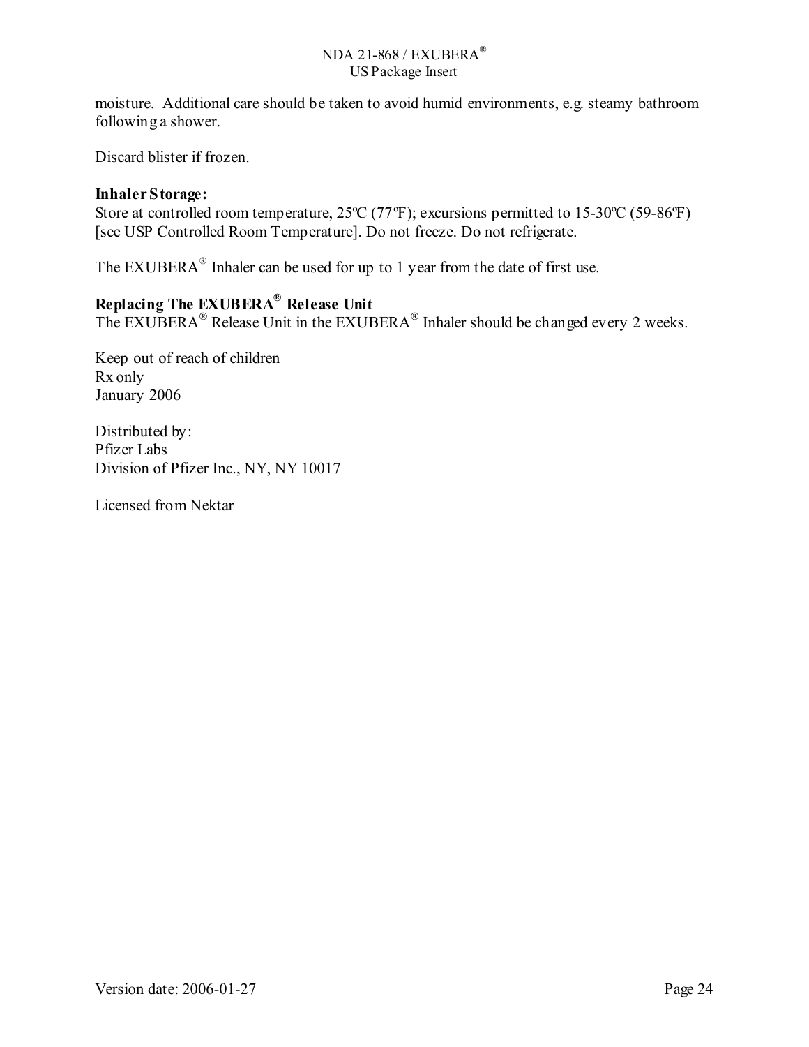moisture. Additional care should be taken to avoid humid environments, e.g. steamy bathroom following a shower.

Discard blister if frozen.

**Inhaler Storage:**
Store at controlled room temperature, 25ºC (77ºF); excursions permitted to 15-30ºC (59-86ºF) [see USP Controlled Room Temperature]. Do not freeze. Do not refrigerate.

The EXUBERA® Inhaler can be used for up to 1 year from the date of first use.

**Replacing The EXUBERA® Release Unit**
The EXUBERA® Release Unit in the EXUBERA® Inhaler should be changed every 2 weeks.

Keep out of reach of children
Rx only
January 2006

Distributed by:
Pfizer Labs
Division of Pfizer Inc., NY, NY 10017

Licensed from Nektar